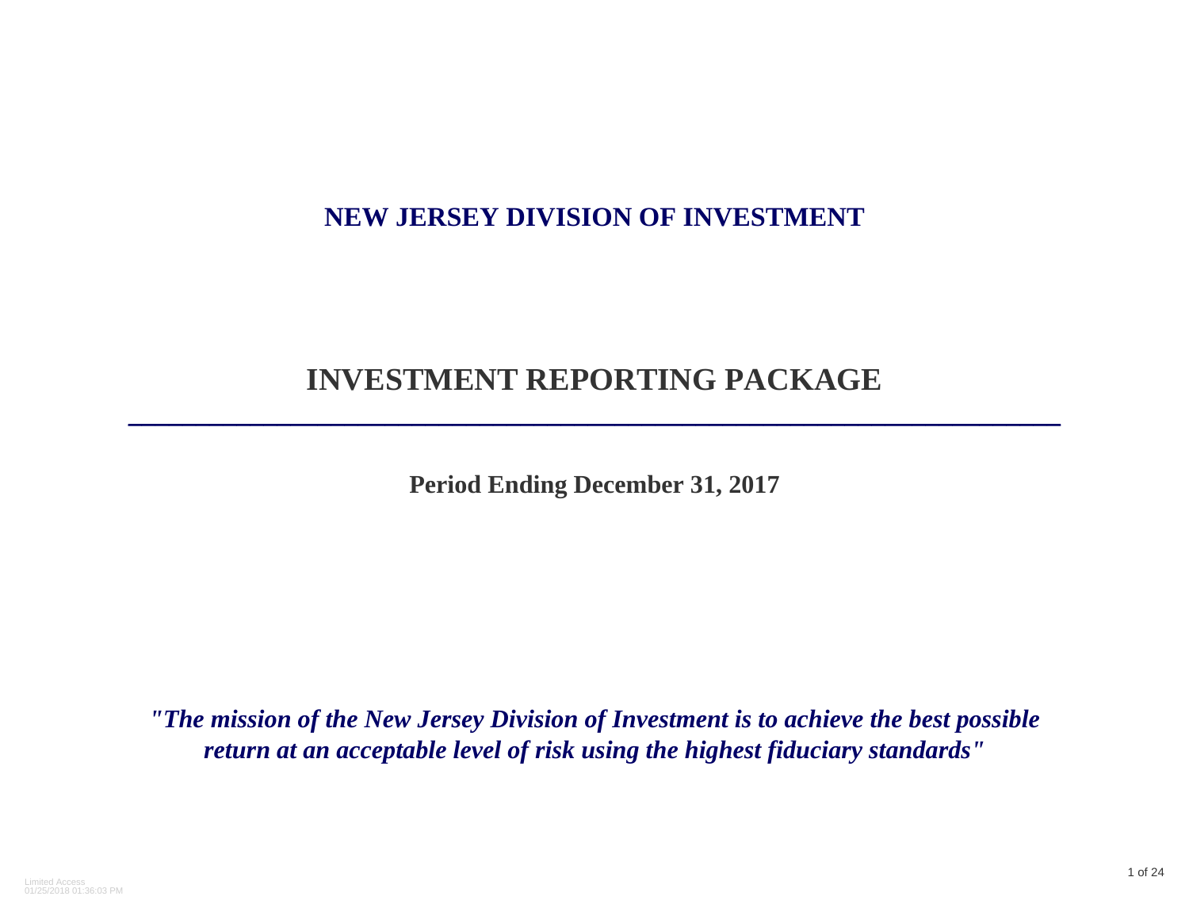# NEW JERSEY DIVISION OF INVESTMENT

# INVESTMENT REPORTING PACKAGE

**Period Ending December 31, 2017**

***"The mission of the New Jersey Division of Investment is to achieve the best possible return at an acceptable level of risk using the highest fiduciary standards"***

Limited Access
01/25/2018 01:36:03 PM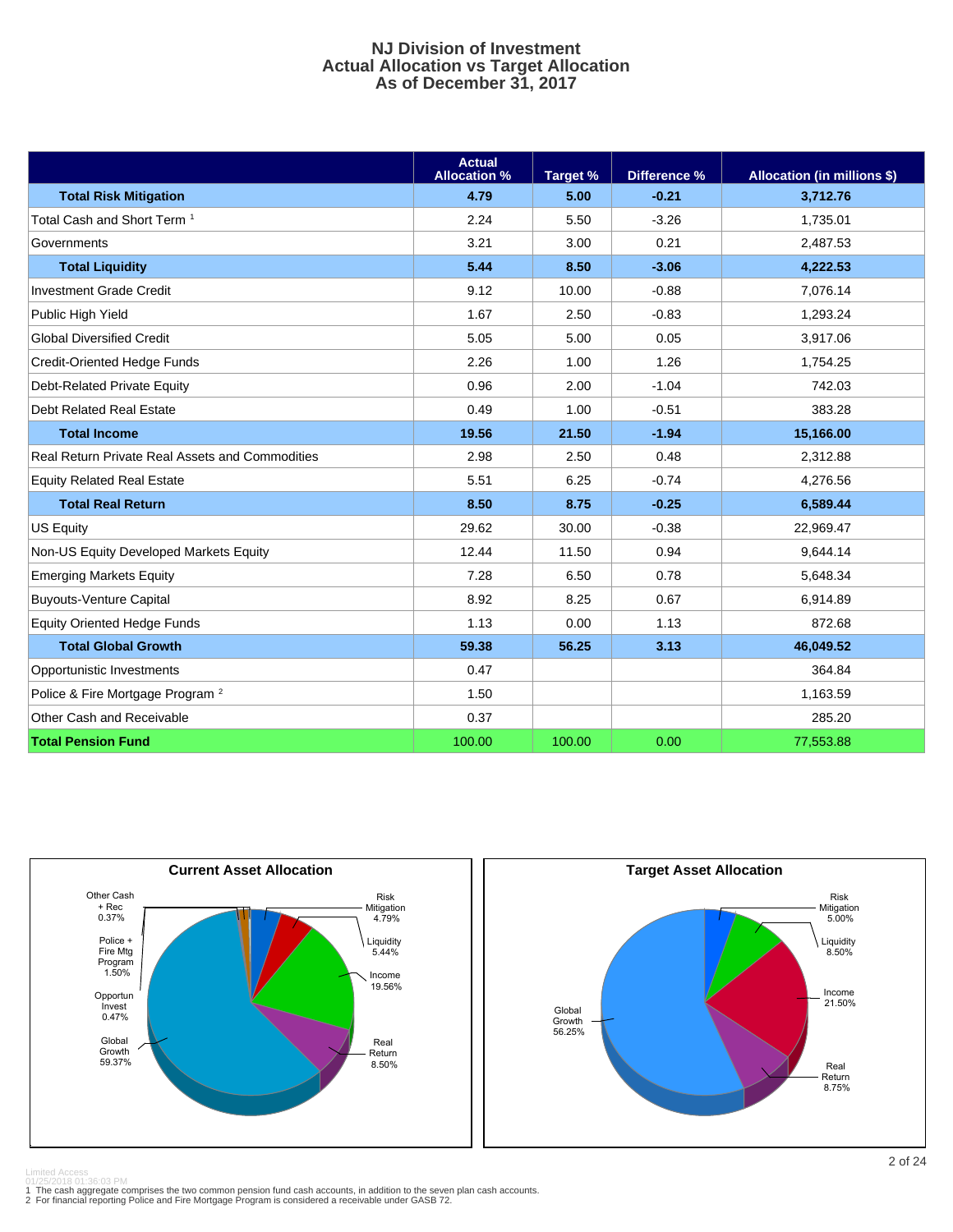# NJ Division of Investment
## Actual Allocation vs Target Allocation
### As of December 31, 2017

| | Actual Allocation % | Target % | Difference % | Allocation (in millions $) |
|---|---|---|---|---|
| **Total Risk Mitigation** | **4.79** | **5.00** | **-0.21** | **3,712.76** |
| Total Cash and Short Term [1] | 2.24 | 5.50 | -3.26 | 1,735.01 |
| Governments | 3.21 | 3.00 | 0.21 | 2,487.53 |
| **Total Liquidity** | **5.44** | **8.50** | **-3.06** | **4,222.53** |
| Investment Grade Credit | 9.12 | 10.00 | -0.88 | 7,076.14 |
| Public High Yield | 1.67 | 2.50 | -0.83 | 1,293.24 |
| Global Diversified Credit | 5.05 | 5.00 | 0.05 | 3,917.06 |
| Credit-Oriented Hedge Funds | 2.26 | 1.00 | 1.26 | 1,754.25 |
| Debt-Related Private Equity | 0.96 | 2.00 | -1.04 | 742.03 |
| Debt Related Real Estate | 0.49 | 1.00 | -0.51 | 383.28 |
| **Total Income** | **19.56** | **21.50** | **-1.94** | **15,166.00** |
| Real Return Private Real Assets and Commodities | 2.98 | 2.50 | 0.48 | 2,312.88 |
| Equity Related Real Estate | 5.51 | 6.25 | -0.74 | 4,276.56 |
| **Total Real Return** | **8.50** | **8.75** | **-0.25** | **6,589.44** |
| US Equity | 29.62 | 30.00 | -0.38 | 22,969.47 |
| Non-US Equity Developed Markets Equity | 12.44 | 11.50 | 0.94 | 9,644.14 |
| Emerging Markets Equity | 7.28 | 6.50 | 0.78 | 5,648.34 |
| Buyouts-Venture Capital | 8.92 | 8.25 | 0.67 | 6,914.89 |
| Equity Oriented Hedge Funds | 1.13 | 0.00 | 1.13 | 872.68 |
| **Total Global Growth** | **59.38** | **56.25** | **3.13** | **46,049.52** |
| Opportunistic Investments | 0.47 | | | 364.84 |
| Police & Fire Mortgage Program [2] | 1.50 | | | 1,163.59 |
| Other Cash and Receivable | 0.37 | | | 285.20 |
| **Total Pension Fund** | 100.00 | 100.00 | 0.00 | 77,553.88 |

**Current Asset Allocation**

- Other Cash + Rec 0.37%
- Police + Fire Mtg Program 1.50%
- Opportun Invest 0.47%
- Global Growth 59.37%
- Risk Mitigation 4.79%
- Liquidity 5.44%
- Income 19.56%
- Real Return 8.50%

**Target Asset Allocation**

- Risk Mitigation 5.00%
- Liquidity 8.50%
- Income 21.50%
- Real Return 8.75%
- Global Growth 56.25%

Limited Access
01/25/2018 01:36:03 PM

1 The cash aggregate comprises the two common pension fund cash accounts, in addition to the seven plan cash accounts.
2 For financial reporting Police and Fire Mortgage Program is considered a receivable under GASB 72.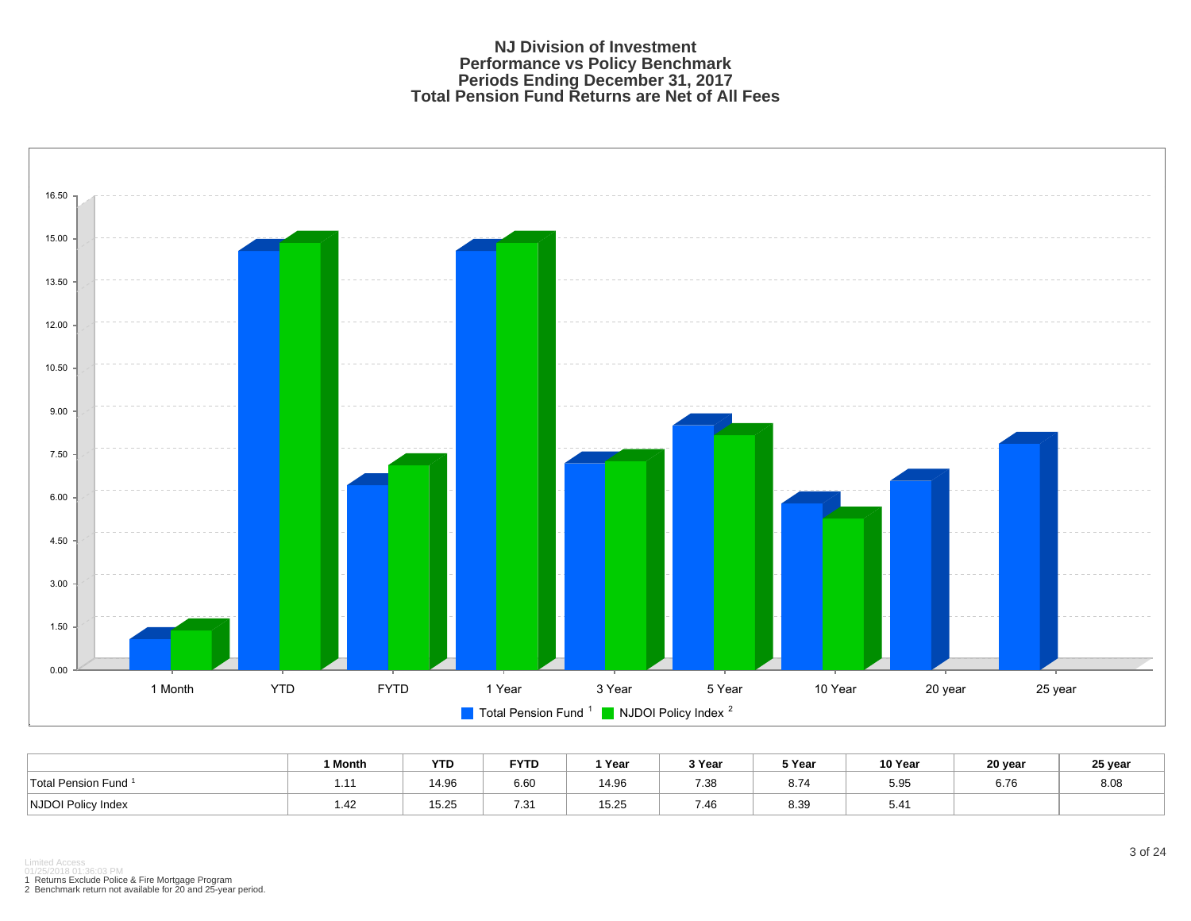# NJ Division of Investment
# Performance vs Policy Benchmark
# Periods Ending December 31, 2017
# Total Pension Fund Returns are Net of All Fees

| | 1 Month | YTD | FYTD | 1 Year | 3 Year | 5 Year | 10 Year | 20 year | 25 year |
|---|---|---|---|---|---|---|---|---|---|
| Total Pension Fund [1] | 1.11 | 14.96 | 6.60 | 14.96 | 7.38 | 8.74 | 5.95 | 6.76 | 8.08 |
| NJDOI Policy Index | 1.42 | 15.25 | 7.31 | 15.25 | 7.46 | 8.39 | 5.41 | | |

Limited Access
01/25/2018 01:36:03 PM

1 Returns Exclude Police & Fire Mortgage Program
2 Benchmark return not available for 20 and 25-year period.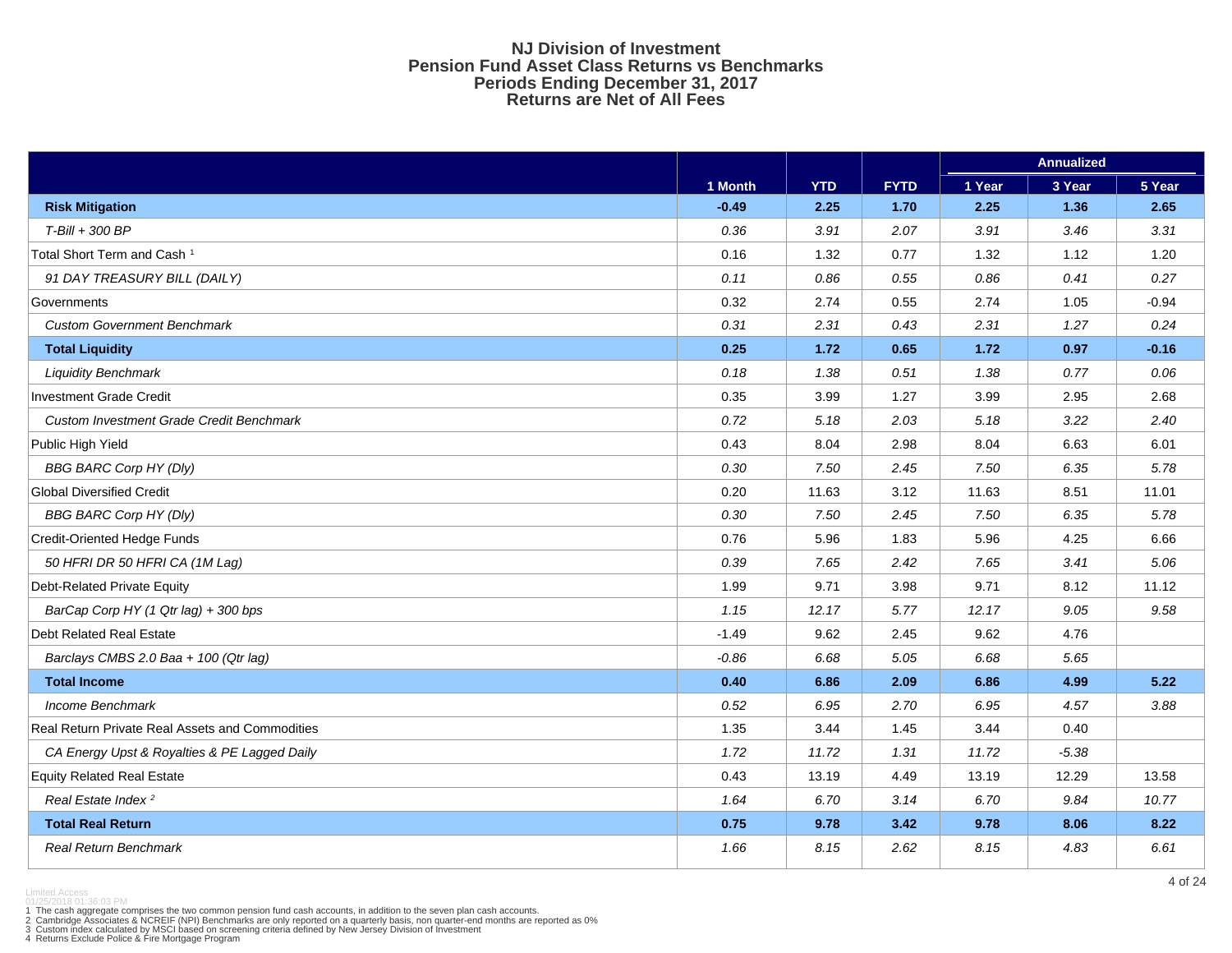# NJ Division of Investment
## Pension Fund Asset Class Returns vs Benchmarks
## Periods Ending December 31, 2017
## Returns are Net of All Fees

| | | | | Annualized | | |
|---|---|---|---|---|---|---|
| | 1 Month | YTD | FYTD | 1 Year | 3 Year | 5 Year |
| **Risk Mitigation** | **-0.49** | **2.25** | **1.70** | **2.25** | **1.36** | **2.65** |
| *T-Bill + 300 BP* | *0.36* | *3.91* | *2.07* | *3.91* | *3.46* | *3.31* |
| Total Short Term and Cash [1] | 0.16 | 1.32 | 0.77 | 1.32 | 1.12 | 1.20 |
| *91 DAY TREASURY BILL (DAILY)* | *0.11* | *0.86* | *0.55* | *0.86* | *0.41* | *0.27* |
| Governments | 0.32 | 2.74 | 0.55 | 2.74 | 1.05 | -0.94 |
| *Custom Government Benchmark* | *0.31* | *2.31* | *0.43* | *2.31* | *1.27* | *0.24* |
| **Total Liquidity** | **0.25** | **1.72** | **0.65** | **1.72** | **0.97** | **-0.16** |
| *Liquidity Benchmark* | *0.18* | *1.38* | *0.51* | *1.38* | *0.77* | *0.06* |
| Investment Grade Credit | 0.35 | 3.99 | 1.27 | 3.99 | 2.95 | 2.68 |
| *Custom Investment Grade Credit Benchmark* | *0.72* | *5.18* | *2.03* | *5.18* | *3.22* | *2.40* |
| Public High Yield | 0.43 | 8.04 | 2.98 | 8.04 | 6.63 | 6.01 |
| *BBG BARC Corp HY (Dly)* | *0.30* | *7.50* | *2.45* | *7.50* | *6.35* | *5.78* |
| Global Diversified Credit | 0.20 | 11.63 | 3.12 | 11.63 | 8.51 | 11.01 |
| *BBG BARC Corp HY (Dly)* | *0.30* | *7.50* | *2.45* | *7.50* | *6.35* | *5.78* |
| Credit-Oriented Hedge Funds | 0.76 | 5.96 | 1.83 | 5.96 | 4.25 | 6.66 |
| *50 HFRI DR 50 HFRI CA (1M Lag)* | *0.39* | *7.65* | *2.42* | *7.65* | *3.41* | *5.06* |
| Debt-Related Private Equity | 1.99 | 9.71 | 3.98 | 9.71 | 8.12 | 11.12 |
| *BarCap Corp HY (1 Qtr lag) + 300 bps* | *1.15* | *12.17* | *5.77* | *12.17* | *9.05* | *9.58* |
| Debt Related Real Estate | -1.49 | 9.62 | 2.45 | 9.62 | 4.76 | |
| *Barclays CMBS 2.0 Baa + 100 (Qtr lag)* | *-0.86* | *6.68* | *5.05* | *6.68* | *5.65* | |
| **Total Income** | **0.40** | **6.86** | **2.09** | **6.86** | **4.99** | **5.22** |
| *Income Benchmark* | *0.52* | *6.95* | *2.70* | *6.95* | *4.57* | *3.88* |
| Real Return Private Real Assets and Commodities | 1.35 | 3.44 | 1.45 | 3.44 | 0.40 | |
| *CA Energy Upst & Royalties & PE Lagged Daily* | *1.72* | *11.72* | *1.31* | *11.72* | *-5.38* | |
| Equity Related Real Estate | 0.43 | 13.19 | 4.49 | 13.19 | 12.29 | 13.58 |
| *Real Estate Index [2]* | *1.64* | *6.70* | *3.14* | *6.70* | *9.84* | *10.77* |
| **Total Real Return** | **0.75** | **9.78** | **3.42** | **9.78** | **8.06** | **8.22** |
| *Real Return Benchmark* | *1.66* | *8.15* | *2.62* | *8.15* | *4.83* | *6.61* |

Limited Access
01/25/2018 01:36:03 PM

1 The cash aggregate comprises the two common pension fund cash accounts, in addition to the seven plan cash accounts.
2 Cambridge Associates & NCREIF (NPI) Benchmarks are only reported on a quarterly basis, non quarter-end months are reported as 0%
3 Custom index calculated by MSCI based on screening criteria defined by New Jersey Division of Investment
4 Returns Exclude Police & Fire Mortgage Program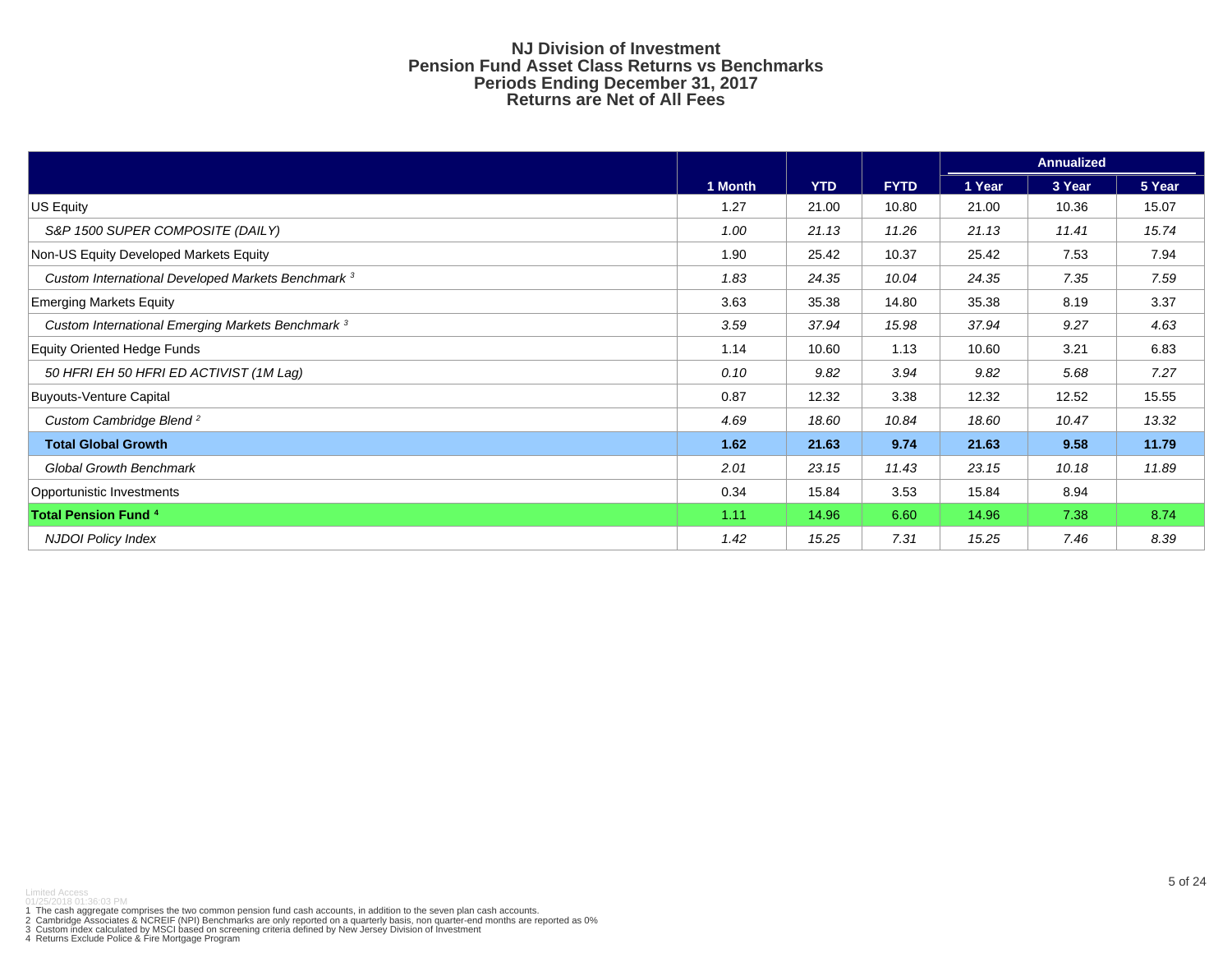# NJ Division of Investment
## Pension Fund Asset Class Returns vs Benchmarks
## Periods Ending December 31, 2017
## Returns are Net of All Fees

| | | | | Annualized | | |
|---|---|---|---|---|---|---|
| | 1 Month | YTD | FYTD | 1 Year | 3 Year | 5 Year |
| US Equity | 1.27 | 21.00 | 10.80 | 21.00 | 10.36 | 15.07 |
| *S&P 1500 SUPER COMPOSITE (DAILY)* | *1.00* | *21.13* | *11.26* | *21.13* | *11.41* | *15.74* |
| Non-US Equity Developed Markets Equity | 1.90 | 25.42 | 10.37 | 25.42 | 7.53 | 7.94 |
| *Custom International Developed Markets Benchmark [3]* | *1.83* | *24.35* | *10.04* | *24.35* | *7.35* | *7.59* |
| Emerging Markets Equity | 3.63 | 35.38 | 14.80 | 35.38 | 8.19 | 3.37 |
| *Custom International Emerging Markets Benchmark [3]* | *3.59* | *37.94* | *15.98* | *37.94* | *9.27* | *4.63* |
| Equity Oriented Hedge Funds | 1.14 | 10.60 | 1.13 | 10.60 | 3.21 | 6.83 |
| *50 HFRI EH 50 HFRI ED ACTIVIST (1M Lag)* | *0.10* | *9.82* | *3.94* | *9.82* | *5.68* | *7.27* |
| Buyouts-Venture Capital | 0.87 | 12.32 | 3.38 | 12.32 | 12.52 | 15.55 |
| *Custom Cambridge Blend [2]* | *4.69* | *18.60* | *10.84* | *18.60* | *10.47* | *13.32* |
| **Total Global Growth** | **1.62** | **21.63** | **9.74** | **21.63** | **9.58** | **11.79** |
| *Global Growth Benchmark* | *2.01* | *23.15* | *11.43* | *23.15* | *10.18* | *11.89* |
| Opportunistic Investments | 0.34 | 15.84 | 3.53 | 15.84 | 8.94 | |
| **Total Pension Fund [4]** | 1.11 | 14.96 | 6.60 | 14.96 | 7.38 | 8.74 |
| *NJDOI Policy Index* | *1.42* | *15.25* | *7.31* | *15.25* | *7.46* | *8.39* |

Limited Access
01/25/2018 01:36:03 PM

1 The cash aggregate comprises the two common pension fund cash accounts, in addition to the seven plan cash accounts.
2 Cambridge Associates & NCREIF (NPI) Benchmarks are only reported on a quarterly basis, non quarter-end months are reported as 0%
3 Custom index calculated by MSCI based on screening criteria defined by New Jersey Division of Investment
4 Returns Exclude Police & Fire Mortgage Program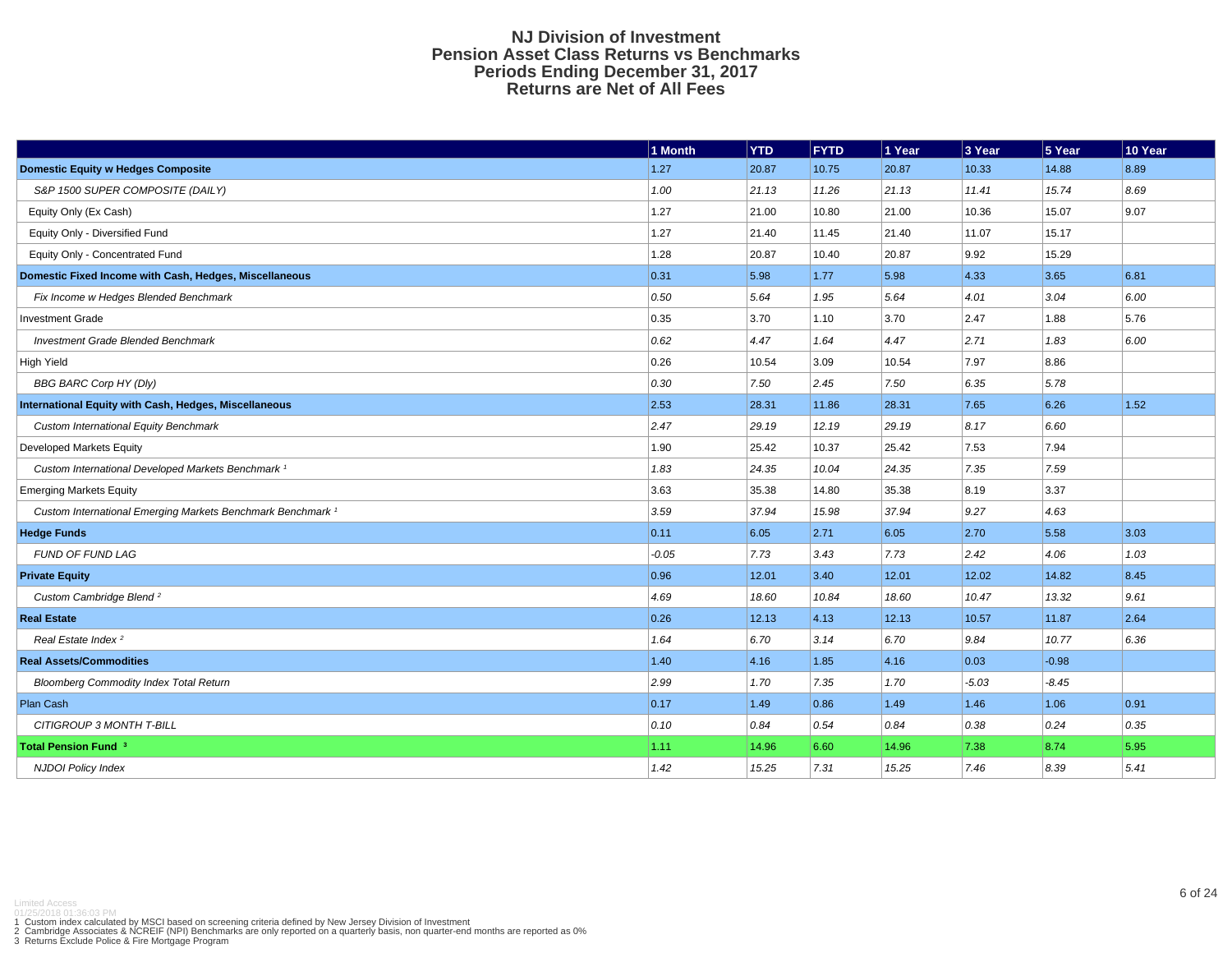# NJ Division of Investment
## Pension Asset Class Returns vs Benchmarks
## Periods Ending December 31, 2017
## Returns are Net of All Fees

| | 1 Month | YTD | FYTD | 1 Year | 3 Year | 5 Year | 10 Year |
|---|---|---|---|---|---|---|---|
| **Domestic Equity w Hedges Composite** | 1.27 | 20.87 | 10.75 | 20.87 | 10.33 | 14.88 | 8.89 |
| *S&P 1500 SUPER COMPOSITE (DAILY)* | *1.00* | *21.13* | *11.26* | *21.13* | *11.41* | *15.74* | *8.69* |
| Equity Only (Ex Cash) | 1.27 | 21.00 | 10.80 | 21.00 | 10.36 | 15.07 | 9.07 |
| Equity Only - Diversified Fund | 1.27 | 21.40 | 11.45 | 21.40 | 11.07 | 15.17 | |
| Equity Only - Concentrated Fund | 1.28 | 20.87 | 10.40 | 20.87 | 9.92 | 15.29 | |
| **Domestic Fixed Income with Cash, Hedges, Miscellaneous** | 0.31 | 5.98 | 1.77 | 5.98 | 4.33 | 3.65 | 6.81 |
| *Fix Income w Hedges Blended Benchmark* | *0.50* | *5.64* | *1.95* | *5.64* | *4.01* | *3.04* | *6.00* |
| Investment Grade | 0.35 | 3.70 | 1.10 | 3.70 | 2.47 | 1.88 | 5.76 |
| *Investment Grade Blended Benchmark* | *0.62* | *4.47* | *1.64* | *4.47* | *2.71* | *1.83* | *6.00* |
| High Yield | 0.26 | 10.54 | 3.09 | 10.54 | 7.97 | 8.86 | |
| *BBG BARC Corp HY (Dly)* | *0.30* | *7.50* | *2.45* | *7.50* | *6.35* | *5.78* | |
| **International Equity with Cash, Hedges, Miscellaneous** | 2.53 | 28.31 | 11.86 | 28.31 | 7.65 | 6.26 | 1.52 |
| *Custom International Equity Benchmark* | *2.47* | *29.19* | *12.19* | *29.19* | *8.17* | *6.60* | |
| Developed Markets Equity | 1.90 | 25.42 | 10.37 | 25.42 | 7.53 | 7.94 | |
| *Custom International Developed Markets Benchmark [1]* | *1.83* | *24.35* | *10.04* | *24.35* | *7.35* | *7.59* | |
| Emerging Markets Equity | 3.63 | 35.38 | 14.80 | 35.38 | 8.19 | 3.37 | |
| *Custom International Emerging Markets Benchmark Benchmark [1]* | *3.59* | *37.94* | *15.98* | *37.94* | *9.27* | *4.63* | |
| **Hedge Funds** | 0.11 | 6.05 | 2.71 | 6.05 | 2.70 | 5.58 | 3.03 |
| *FUND OF FUND LAG* | *-0.05* | *7.73* | *3.43* | *7.73* | *2.42* | *4.06* | *1.03* |
| **Private Equity** | 0.96 | 12.01 | 3.40 | 12.01 | 12.02 | 14.82 | 8.45 |
| *Custom Cambridge Blend [2]* | *4.69* | *18.60* | *10.84* | *18.60* | *10.47* | *13.32* | *9.61* |
| **Real Estate** | 0.26 | 12.13 | 4.13 | 12.13 | 10.57 | 11.87 | 2.64 |
| *Real Estate Index [2]* | *1.64* | *6.70* | *3.14* | *6.70* | *9.84* | *10.77* | *6.36* |
| **Real Assets/Commodities** | 1.40 | 4.16 | 1.85 | 4.16 | 0.03 | -0.98 | |
| *Bloomberg Commodity Index Total Return* | *2.99* | *1.70* | *7.35* | *1.70* | *-5.03* | *-8.45* | |
| Plan Cash | 0.17 | 1.49 | 0.86 | 1.49 | 1.46 | 1.06 | 0.91 |
| *CITIGROUP 3 MONTH T-BILL* | *0.10* | *0.84* | *0.54* | *0.84* | *0.38* | *0.24* | *0.35* |
| **Total Pension Fund [3]** | 1.11 | 14.96 | 6.60 | 14.96 | 7.38 | 8.74 | 5.95 |
| *NJDOI Policy Index* | *1.42* | *15.25* | *7.31* | *15.25* | *7.46* | *8.39* | *5.41* |

Limited Access
01/25/2018 01:36:03 PM

1 Custom index calculated by MSCI based on screening criteria defined by New Jersey Division of Investment
2 Cambridge Associates & NCREIF (NPI) Benchmarks are only reported on a quarterly basis, non quarter-end months are reported as 0%
3 Returns Exclude Police & Fire Mortgage Program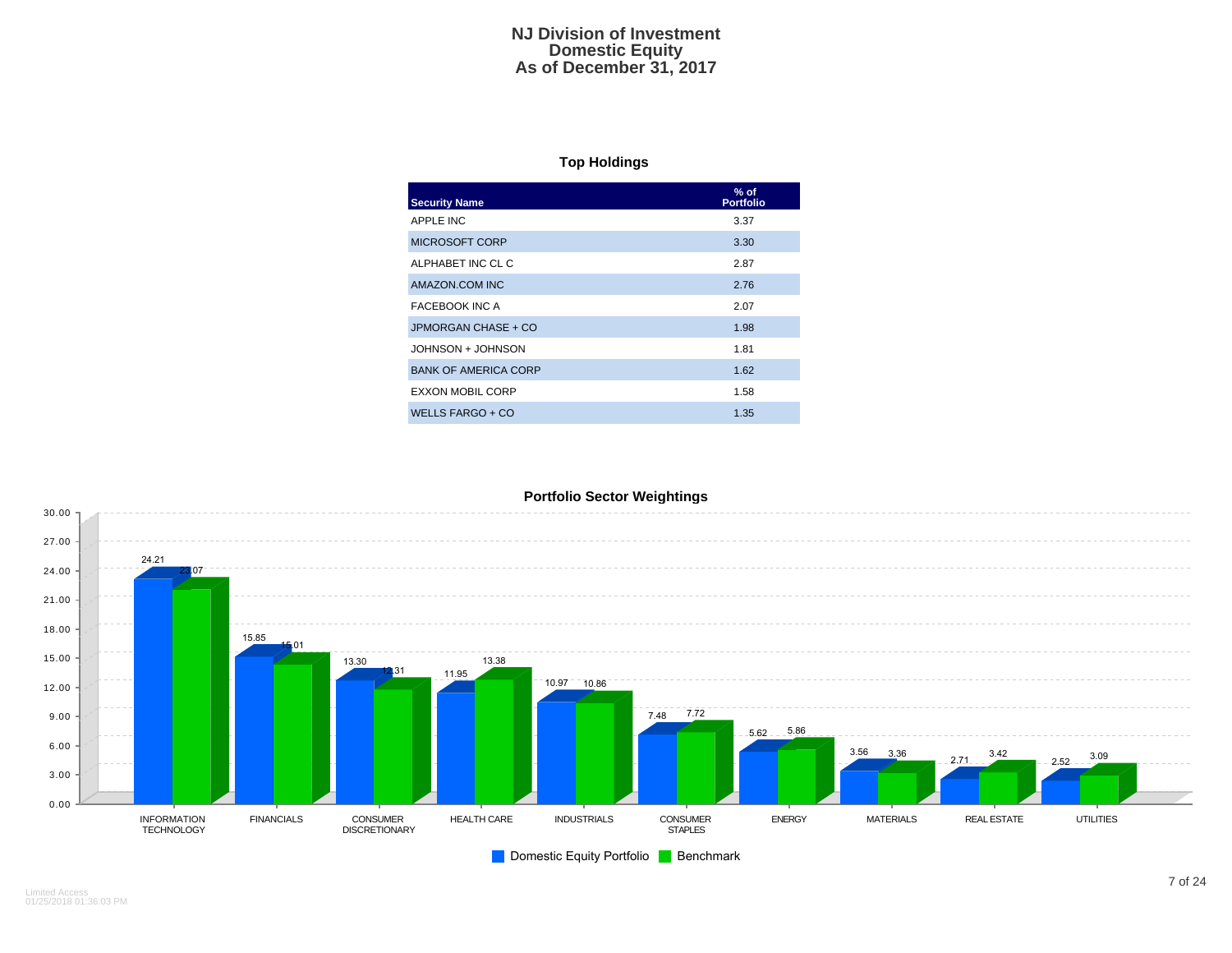# NJ Division of Investment
# Domestic Equity
# As of December 31, 2017

## Top Holdings

| Security Name | % of Portfolio |
|---|---|
| APPLE INC | 3.37 |
| MICROSOFT CORP | 3.30 |
| ALPHABET INC CL C | 2.87 |
| AMAZON.COM INC | 2.76 |
| FACEBOOK INC A | 2.07 |
| JPMORGAN CHASE + CO | 1.98 |
| JOHNSON + JOHNSON | 1.81 |
| BANK OF AMERICA CORP | 1.62 |
| EXXON MOBIL CORP | 1.58 |
| WELLS FARGO + CO | 1.35 |

## Portfolio Sector Weightings

| Sector | Domestic Equity Portfolio | Benchmark |
|---|---|---|
| INFORMATION TECHNOLOGY | 24.21 | 23.07 |
| FINANCIALS | 15.85 | 15.01 |
| CONSUMER DISCRETIONARY | 13.30 | 12.31 |
| HEALTH CARE | 11.95 | 13.38 |
| INDUSTRIALS | 10.97 | 10.86 |
| CONSUMER STAPLES | 7.48 | 7.72 |
| ENERGY | 5.62 | 5.86 |
| MATERIALS | 3.56 | 3.36 |
| REAL ESTATE | 2.71 | 3.42 |
| UTILITIES | 2.52 | 3.09 |

Limited Access
01/25/2018 01:36:03 PM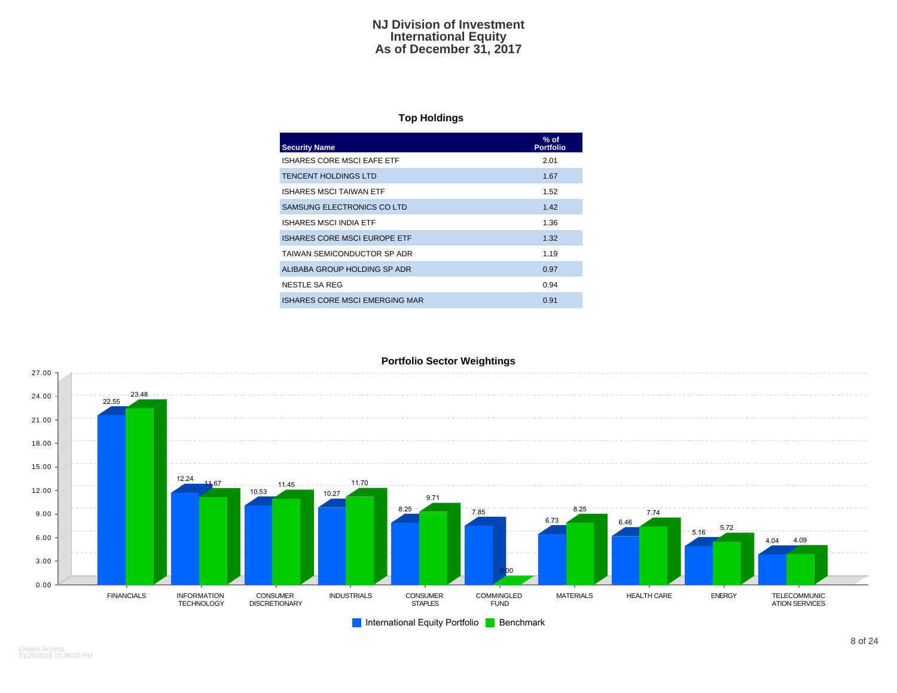# NJ Division of Investment
## International Equity
## As of December 31, 2017

### Top Holdings

| Security Name | % of Portfolio |
|---|---|
| ISHARES CORE MSCI EAFE ETF | 2.01 |
| TENCENT HOLDINGS LTD | 1.67 |
| ISHARES MSCI TAIWAN ETF | 1.52 |
| SAMSUNG ELECTRONICS CO LTD | 1.42 |
| ISHARES MSCI INDIA ETF | 1.36 |
| ISHARES CORE MSCI EUROPE ETF | 1.32 |
| TAIWAN SEMICONDUCTOR SP ADR | 1.19 |
| ALIBABA GROUP HOLDING SP ADR | 0.97 |
| NESTLE SA REG | 0.94 |
| ISHARES CORE MSCI EMERGING MAR | 0.91 |

### Portfolio Sector Weightings

| Sector | International Equity Portfolio | Benchmark |
|---|---|---|
| FINANCIALS | 22.55 | 23.48 |
| INFORMATION TECHNOLOGY | 12.24 | 11.67 |
| CONSUMER DISCRETIONARY | 10.53 | 11.45 |
| INDUSTRIALS | 10.27 | 11.70 |
| CONSUMER STAPLES | 8.25 | 9.71 |
| COMMINGLED FUND | 7.85 | 0.00 |
| MATERIALS | 6.73 | 8.25 |
| HEALTH CARE | 6.46 | 7.74 |
| ENERGY | 5.16 | 5.72 |
| TELECOMMUNICATION SERVICES | 4.04 | 4.09 |

Limited Access
01/25/2018 01:36:03 PM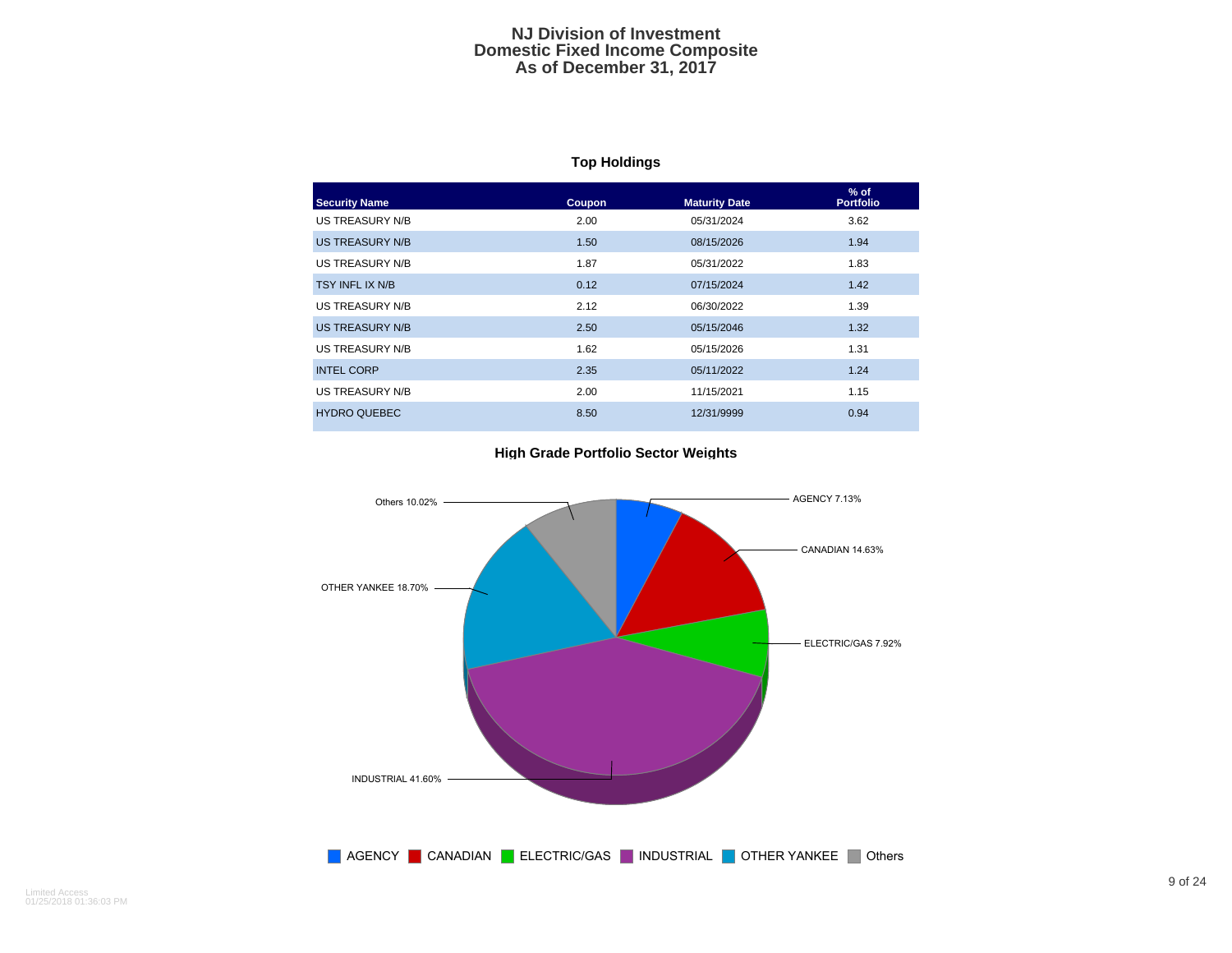# NJ Division of Investment
# Domestic Fixed Income Composite
# As of December 31, 2017

### Top Holdings

| Security Name | Coupon | Maturity Date | % of Portfolio |
|---|---|---|---|
| US TREASURY N/B | 2.00 | 05/31/2024 | 3.62 |
| US TREASURY N/B | 1.50 | 08/15/2026 | 1.94 |
| US TREASURY N/B | 1.87 | 05/31/2022 | 1.83 |
| TSY INFL IX N/B | 0.12 | 07/15/2024 | 1.42 |
| US TREASURY N/B | 2.12 | 06/30/2022 | 1.39 |
| US TREASURY N/B | 2.50 | 05/15/2046 | 1.32 |
| US TREASURY N/B | 1.62 | 05/15/2026 | 1.31 |
| INTEL CORP | 2.35 | 05/11/2022 | 1.24 |
| US TREASURY N/B | 2.00 | 11/15/2021 | 1.15 |
| HYDRO QUEBEC | 8.50 | 12/31/9999 | 0.94 |

### High Grade Portfolio Sector Weights

| Sector | Weight |
|---|---|
| AGENCY | 7.13% |
| CANADIAN | 14.63% |
| ELECTRIC/GAS | 7.92% |
| INDUSTRIAL | 41.60% |
| OTHER YANKEE | 18.70% |
| Others | 10.02% |

Limited Access
01/25/2018 01:36:03 PM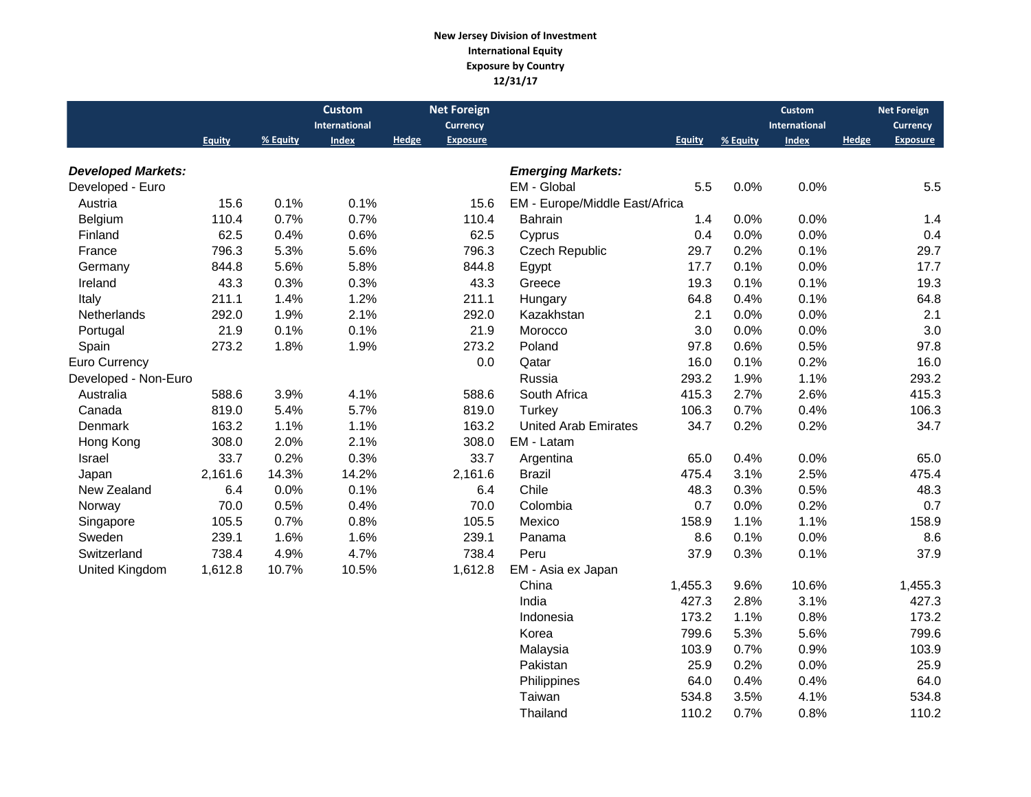**New Jersey Division of Investment**
**International Equity**
**Exposure by Country**
**12/31/17**

| | Equity | % Equity | Custom International Index | Hedge | Net Foreign Currency Exposure |
|---|---|---|---|---|---|
| ***Developed Markets:*** | | | | | |
| Developed - Euro | | | | | |
| Austria | 15.6 | 0.1% | 0.1% | | 15.6 |
| Belgium | 110.4 | 0.7% | 0.7% | | 110.4 |
| Finland | 62.5 | 0.4% | 0.6% | | 62.5 |
| France | 796.3 | 5.3% | 5.6% | | 796.3 |
| Germany | 844.8 | 5.6% | 5.8% | | 844.8 |
| Ireland | 43.3 | 0.3% | 0.3% | | 43.3 |
| Italy | 211.1 | 1.4% | 1.2% | | 211.1 |
| Netherlands | 292.0 | 1.9% | 2.1% | | 292.0 |
| Portugal | 21.9 | 0.1% | 0.1% | | 21.9 |
| Spain | 273.2 | 1.8% | 1.9% | | 273.2 |
| Euro Currency | | | | | 0.0 |
| Developed - Non-Euro | | | | | |
| Australia | 588.6 | 3.9% | 4.1% | | 588.6 |
| Canada | 819.0 | 5.4% | 5.7% | | 819.0 |
| Denmark | 163.2 | 1.1% | 1.1% | | 163.2 |
| Hong Kong | 308.0 | 2.0% | 2.1% | | 308.0 |
| Israel | 33.7 | 0.2% | 0.3% | | 33.7 |
| Japan | 2,161.6 | 14.3% | 14.2% | | 2,161.6 |
| New Zealand | 6.4 | 0.0% | 0.1% | | 6.4 |
| Norway | 70.0 | 0.5% | 0.4% | | 70.0 |
| Singapore | 105.5 | 0.7% | 0.8% | | 105.5 |
| Sweden | 239.1 | 1.6% | 1.6% | | 239.1 |
| Switzerland | 738.4 | 4.9% | 4.7% | | 738.4 |
| United Kingdom | 1,612.8 | 10.7% | 10.5% | | 1,612.8 |

| | Equity | % Equity | Custom International Index | Hedge | Net Foreign Currency Exposure |
|---|---|---|---|---|---|
| ***Emerging Markets:*** | | | | | |
| EM - Global | 5.5 | 0.0% | 0.0% | | 5.5 |
| EM - Europe/Middle East/Africa | | | | | |
| Bahrain | 1.4 | 0.0% | 0.0% | | 1.4 |
| Cyprus | 0.4 | 0.0% | 0.0% | | 0.4 |
| Czech Republic | 29.7 | 0.2% | 0.1% | | 29.7 |
| Egypt | 17.7 | 0.1% | 0.0% | | 17.7 |
| Greece | 19.3 | 0.1% | 0.1% | | 19.3 |
| Hungary | 64.8 | 0.4% | 0.1% | | 64.8 |
| Kazakhstan | 2.1 | 0.0% | 0.0% | | 2.1 |
| Morocco | 3.0 | 0.0% | 0.0% | | 3.0 |
| Poland | 97.8 | 0.6% | 0.5% | | 97.8 |
| Qatar | 16.0 | 0.1% | 0.2% | | 16.0 |
| Russia | 293.2 | 1.9% | 1.1% | | 293.2 |
| South Africa | 415.3 | 2.7% | 2.6% | | 415.3 |
| Turkey | 106.3 | 0.7% | 0.4% | | 106.3 |
| United Arab Emirates | 34.7 | 0.2% | 0.2% | | 34.7 |
| EM - Latam | | | | | |
| Argentina | 65.0 | 0.4% | 0.0% | | 65.0 |
| Brazil | 475.4 | 3.1% | 2.5% | | 475.4 |
| Chile | 48.3 | 0.3% | 0.5% | | 48.3 |
| Colombia | 0.7 | 0.0% | 0.2% | | 0.7 |
| Mexico | 158.9 | 1.1% | 1.1% | | 158.9 |
| Panama | 8.6 | 0.1% | 0.0% | | 8.6 |
| Peru | 37.9 | 0.3% | 0.1% | | 37.9 |
| EM - Asia ex Japan | | | | | |
| China | 1,455.3 | 9.6% | 10.6% | | 1,455.3 |
| India | 427.3 | 2.8% | 3.1% | | 427.3 |
| Indonesia | 173.2 | 1.1% | 0.8% | | 173.2 |
| Korea | 799.6 | 5.3% | 5.6% | | 799.6 |
| Malaysia | 103.9 | 0.7% | 0.9% | | 103.9 |
| Pakistan | 25.9 | 0.2% | 0.0% | | 25.9 |
| Philippines | 64.0 | 0.4% | 0.4% | | 64.0 |
| Taiwan | 534.8 | 3.5% | 4.1% | | 534.8 |
| Thailand | 110.2 | 0.7% | 0.8% | | 110.2 |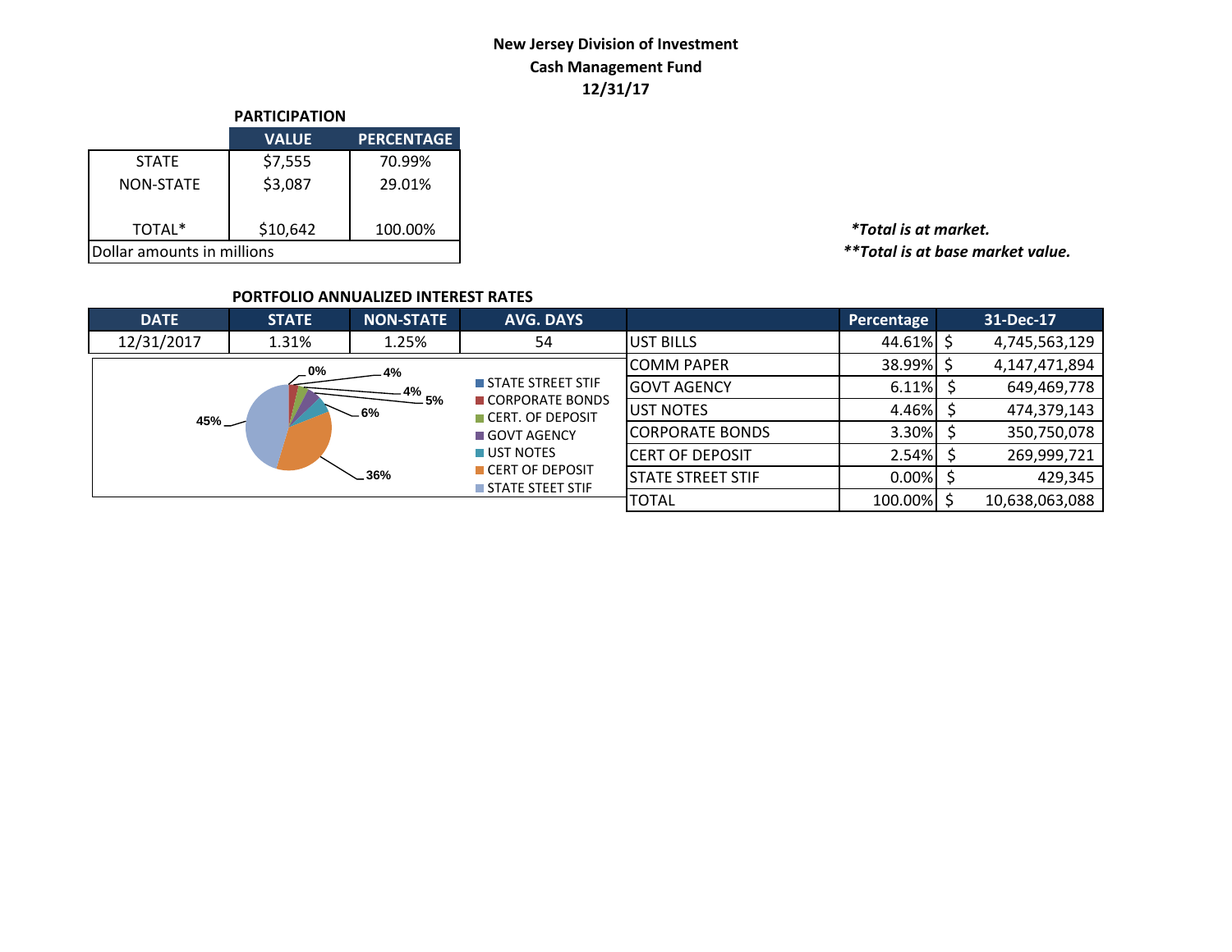**New Jersey Division of Investment**
**Cash Management Fund**
**12/31/17**

**PARTICIPATION**

| | VALUE | PERCENTAGE |
|---|---|---|
| STATE | $7,555 | 70.99% |
| NON-STATE | $3,087 | 29.01% |
| TOTAL* | $10,642 | 100.00% |
| Dollar amounts in millions | | |

***Total is at market.***
*****Total is at base market value.***

**PORTFOLIO ANNUALIZED INTEREST RATES**

| DATE | STATE | NON-STATE | AVG. DAYS |
|---|---|---|---|
| 12/31/2017 | 1.31% | 1.25% | 54 |

Pie chart labels: 0%, 4%, 4%, 5%, 6%, 36%, 45%

Legend: STATE STREET STIF, CORPORATE BONDS, CERT. OF DEPOSIT, GOVT AGENCY, UST NOTES, CERT OF DEPOSIT, STATE STEET STIF

| | Percentage | 31-Dec-17 |
|---|---|---|
| UST BILLS | 44.61% | $ 4,745,563,129 |
| COMM PAPER | 38.99% | $ 4,147,471,894 |
| GOVT AGENCY | 6.11% | $ 649,469,778 |
| UST NOTES | 4.46% | $ 474,379,143 |
| CORPORATE BONDS | 3.30% | $ 350,750,078 |
| CERT OF DEPOSIT | 2.54% | $ 269,999,721 |
| STATE STREET STIF | 0.00% | $ 429,345 |
| TOTAL | 100.00% | $ 10,638,063,088 |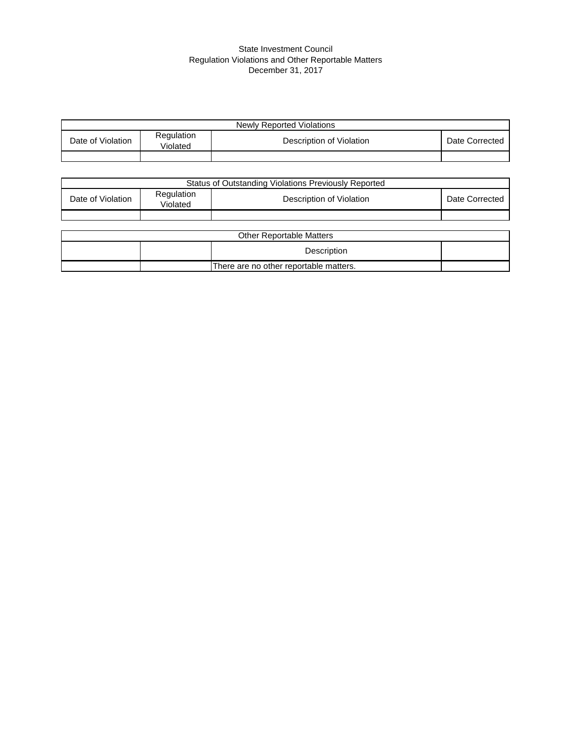State Investment Council
Regulation Violations and Other Reportable Matters
December 31, 2017

| Newly Reported Violations | | | |
|---|---|---|---|
| Date of Violation | Regulation Violated | Description of Violation | Date Corrected |
| | | | |

| Status of Outstanding Violations Previously Reported | | | |
|---|---|---|---|
| Date of Violation | Regulation Violated | Description of Violation | Date Corrected |
| | | | |

| Other Reportable Matters | | | |
|---|---|---|---|
| | | Description | |
| | | There are no other reportable matters. | |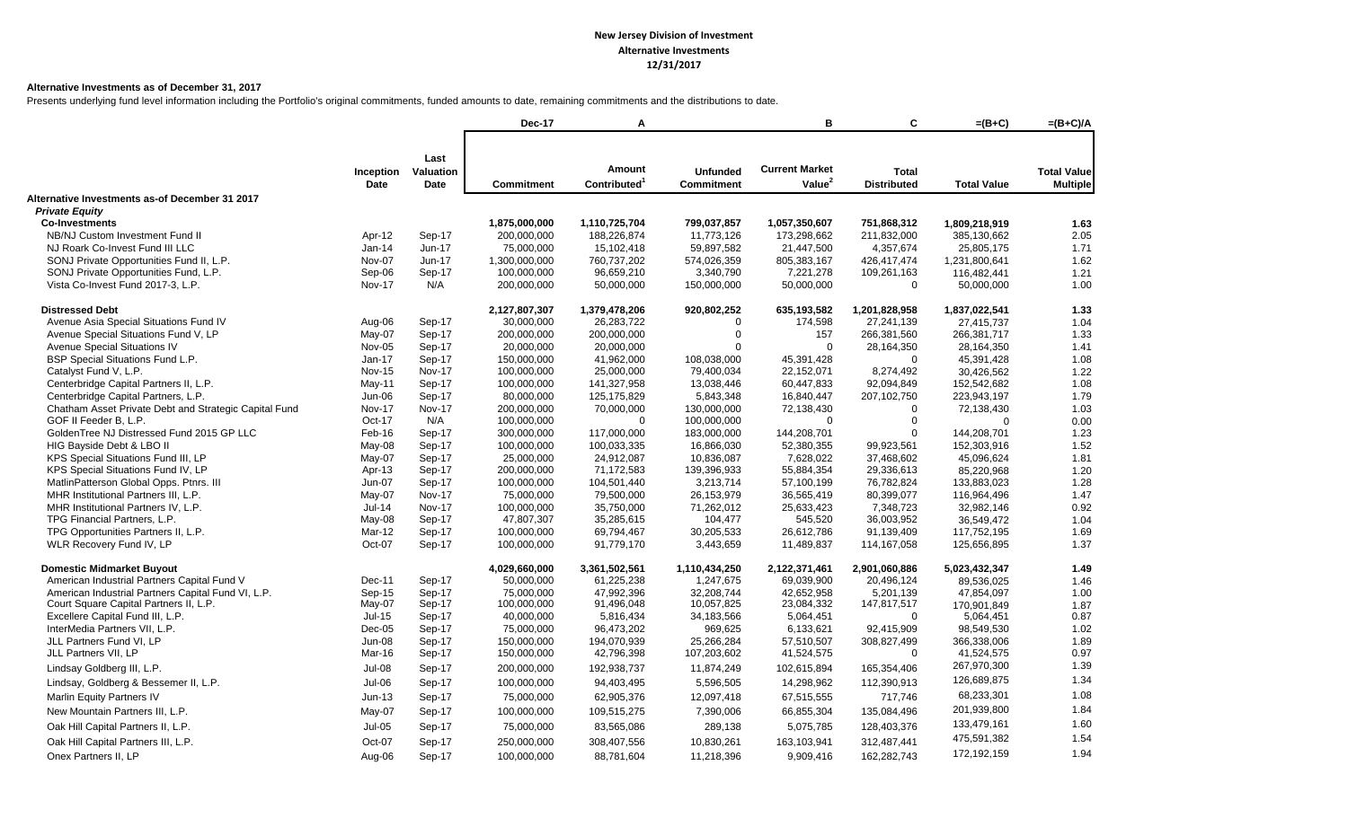**New Jersey Division of Investment**
**Alternative Investments**
**12/31/2017**

**Alternative Investments as of December 31, 2017**

Presents underlying fund level information including the Portfolio's original commitments, funded amounts to date, remaining commitments and the distributions to date.

| | Inception Date | Last Valuation Date | Dec-17 Commitment | A Amount Contributed[1] | Unfunded Commitment | B Current Market Value[2] | C Total Distributed | =(B+C) Total Value | =(B+C)/A Total Value Multiple |
|---|---|---|---|---|---|---|---|---|---|
| **Alternative Investments as-of December 31 2017** | | | | | | | | | |
| ***Private Equity*** | | | | | | | | | |
| **Co-Investments** | | | 1,875,000,000 | 1,110,725,704 | 799,037,857 | 1,057,350,607 | 751,868,312 | 1,809,218,919 | 1.63 |
| NB/NJ Custom Investment Fund II | Apr-12 | Sep-17 | 200,000,000 | 188,226,874 | 11,773,126 | 173,298,662 | 211,832,000 | 385,130,662 | 2.05 |
| NJ Roark Co-Invest Fund III LLC | Jan-14 | Jun-17 | 75,000,000 | 15,102,418 | 59,897,582 | 21,447,500 | 4,357,674 | 25,805,175 | 1.71 |
| SONJ Private Opportunities Fund II, L.P. | Nov-07 | Jun-17 | 1,300,000,000 | 760,737,202 | 574,026,359 | 805,383,167 | 426,417,474 | 1,231,800,641 | 1.62 |
| SONJ Private Opportunities Fund, L.P. | Sep-06 | Sep-17 | 100,000,000 | 96,659,210 | 3,340,790 | 7,221,278 | 109,261,163 | 116,482,441 | 1.21 |
| Vista Co-Invest Fund 2017-3, L.P. | Nov-17 | N/A | 200,000,000 | 50,000,000 | 150,000,000 | 50,000,000 | 0 | 50,000,000 | 1.00 |
| **Distressed Debt** | | | 2,127,807,307 | 1,379,478,206 | 920,802,252 | 635,193,582 | 1,201,828,958 | 1,837,022,541 | 1.33 |
| Avenue Asia Special Situations Fund IV | Aug-06 | Sep-17 | 30,000,000 | 26,283,722 | 0 | 174,598 | 27,241,139 | 27,415,737 | 1.04 |
| Avenue Special Situations Fund V, LP | May-07 | Sep-17 | 200,000,000 | 200,000,000 | 0 | 157 | 266,381,560 | 266,381,717 | 1.33 |
| Avenue Special Situations IV | Nov-05 | Sep-17 | 20,000,000 | 20,000,000 | 0 | 0 | 28,164,350 | 28,164,350 | 1.41 |
| BSP Special Situations Fund L.P. | Jan-17 | Sep-17 | 150,000,000 | 41,962,000 | 108,038,000 | 45,391,428 | 0 | 45,391,428 | 1.08 |
| Catalyst Fund V, L.P. | Nov-15 | Nov-17 | 100,000,000 | 25,000,000 | 79,400,034 | 22,152,071 | 8,274,492 | 30,426,562 | 1.22 |
| Centerbridge Capital Partners II, L.P. | May-11 | Sep-17 | 100,000,000 | 141,327,958 | 13,038,446 | 60,447,833 | 92,094,849 | 152,542,682 | 1.08 |
| Centerbridge Capital Partners, L.P. | Jun-06 | Sep-17 | 80,000,000 | 125,175,829 | 5,843,348 | 16,840,447 | 207,102,750 | 223,943,197 | 1.79 |
| Chatham Asset Private Debt and Strategic Capital Fund | Nov-17 | Nov-17 | 200,000,000 | 70,000,000 | 130,000,000 | 72,138,430 | 0 | 72,138,430 | 1.03 |
| GOF II Feeder B, L.P. | Oct-17 | N/A | 100,000,000 | 0 | 100,000,000 | 0 | 0 | 0 | 0.00 |
| GoldenTree NJ Distressed Fund 2015 GP LLC | Feb-16 | Sep-17 | 300,000,000 | 117,000,000 | 183,000,000 | 144,208,701 | 0 | 144,208,701 | 1.23 |
| HIG Bayside Debt & LBO II | May-08 | Sep-17 | 100,000,000 | 100,033,335 | 16,866,030 | 52,380,355 | 99,923,561 | 152,303,916 | 1.52 |
| KPS Special Situations Fund III, LP | May-07 | Sep-17 | 25,000,000 | 24,912,087 | 10,836,087 | 7,628,022 | 37,468,602 | 45,096,624 | 1.81 |
| KPS Special Situations Fund IV, LP | Apr-13 | Sep-17 | 200,000,000 | 71,172,583 | 139,396,933 | 55,884,354 | 29,336,613 | 85,220,968 | 1.20 |
| MatlinPatterson Global Opps. Ptnrs. III | Jun-07 | Sep-17 | 100,000,000 | 104,501,440 | 3,213,714 | 57,100,199 | 76,782,824 | 133,883,023 | 1.28 |
| MHR Institutional Partners III, L.P. | May-07 | Nov-17 | 75,000,000 | 79,500,000 | 26,153,979 | 36,565,419 | 80,399,077 | 116,964,496 | 1.47 |
| MHR Institutional Partners IV, L.P. | Jul-14 | Nov-17 | 100,000,000 | 35,750,000 | 71,262,012 | 25,633,423 | 7,348,723 | 32,982,146 | 0.92 |
| TPG Financial Partners, L.P. | May-08 | Sep-17 | 47,807,307 | 35,285,615 | 104,477 | 545,520 | 36,003,952 | 36,549,472 | 1.04 |
| TPG Opportunities Partners II, L.P. | Mar-12 | Sep-17 | 100,000,000 | 69,794,467 | 30,205,533 | 26,612,786 | 91,139,409 | 117,752,195 | 1.69 |
| WLR Recovery Fund IV, LP | Oct-07 | Sep-17 | 100,000,000 | 91,779,170 | 3,443,659 | 11,489,837 | 114,167,058 | 125,656,895 | 1.37 |
| **Domestic Midmarket Buyout** | | | 4,029,660,000 | 3,361,502,561 | 1,110,434,250 | 2,122,371,461 | 2,901,060,886 | 5,023,432,347 | 1.49 |
| American Industrial Partners Capital Fund V | Dec-11 | Sep-17 | 50,000,000 | 61,225,238 | 1,247,675 | 69,039,900 | 20,496,124 | 89,536,025 | 1.46 |
| American Industrial Partners Capital Fund VI, L.P. | Sep-15 | Sep-17 | 75,000,000 | 47,992,396 | 32,208,744 | 42,652,958 | 5,201,139 | 47,854,097 | 1.00 |
| Court Square Capital Partners II, L.P. | May-07 | Sep-17 | 100,000,000 | 91,496,048 | 10,057,825 | 23,084,332 | 147,817,517 | 170,901,849 | 1.87 |
| Excellere Capital Fund III, L.P. | Jul-15 | Sep-17 | 40,000,000 | 5,816,434 | 34,183,566 | 5,064,451 | 0 | 5,064,451 | 0.87 |
| InterMedia Partners VII, L.P. | Dec-05 | Sep-17 | 75,000,000 | 96,473,202 | 969,625 | 6,133,621 | 92,415,909 | 98,549,530 | 1.02 |
| JLL Partners Fund VI, LP | Jun-08 | Sep-17 | 150,000,000 | 194,070,939 | 25,266,284 | 57,510,507 | 308,827,499 | 366,338,006 | 1.89 |
| JLL Partners VII, LP | Mar-16 | Sep-17 | 150,000,000 | 42,796,398 | 107,203,602 | 41,524,575 | 0 | 41,524,575 | 0.97 |
| Lindsay Goldberg III, L.P. | Jul-08 | Sep-17 | 200,000,000 | 192,938,737 | 11,874,249 | 102,615,894 | 165,354,406 | 267,970,300 | 1.39 |
| Lindsay, Goldberg & Bessemer II, L.P. | Jul-06 | Sep-17 | 100,000,000 | 94,403,495 | 5,596,505 | 14,298,962 | 112,390,913 | 126,689,875 | 1.34 |
| Marlin Equity Partners IV | Jun-13 | Sep-17 | 75,000,000 | 62,905,376 | 12,097,418 | 67,515,555 | 717,746 | 68,233,301 | 1.08 |
| New Mountain Partners III, L.P. | May-07 | Sep-17 | 100,000,000 | 109,515,275 | 7,390,006 | 66,855,304 | 135,084,496 | 201,939,800 | 1.84 |
| Oak Hill Capital Partners II, L.P. | Jul-05 | Sep-17 | 75,000,000 | 83,565,086 | 289,138 | 5,075,785 | 128,403,376 | 133,479,161 | 1.60 |
| Oak Hill Capital Partners III, L.P. | Oct-07 | Sep-17 | 250,000,000 | 308,407,556 | 10,830,261 | 163,103,941 | 312,487,441 | 475,591,382 | 1.54 |
| Onex Partners II, LP | Aug-06 | Sep-17 | 100,000,000 | 88,781,604 | 11,218,396 | 9,909,416 | 162,282,743 | 172,192,159 | 1.94 |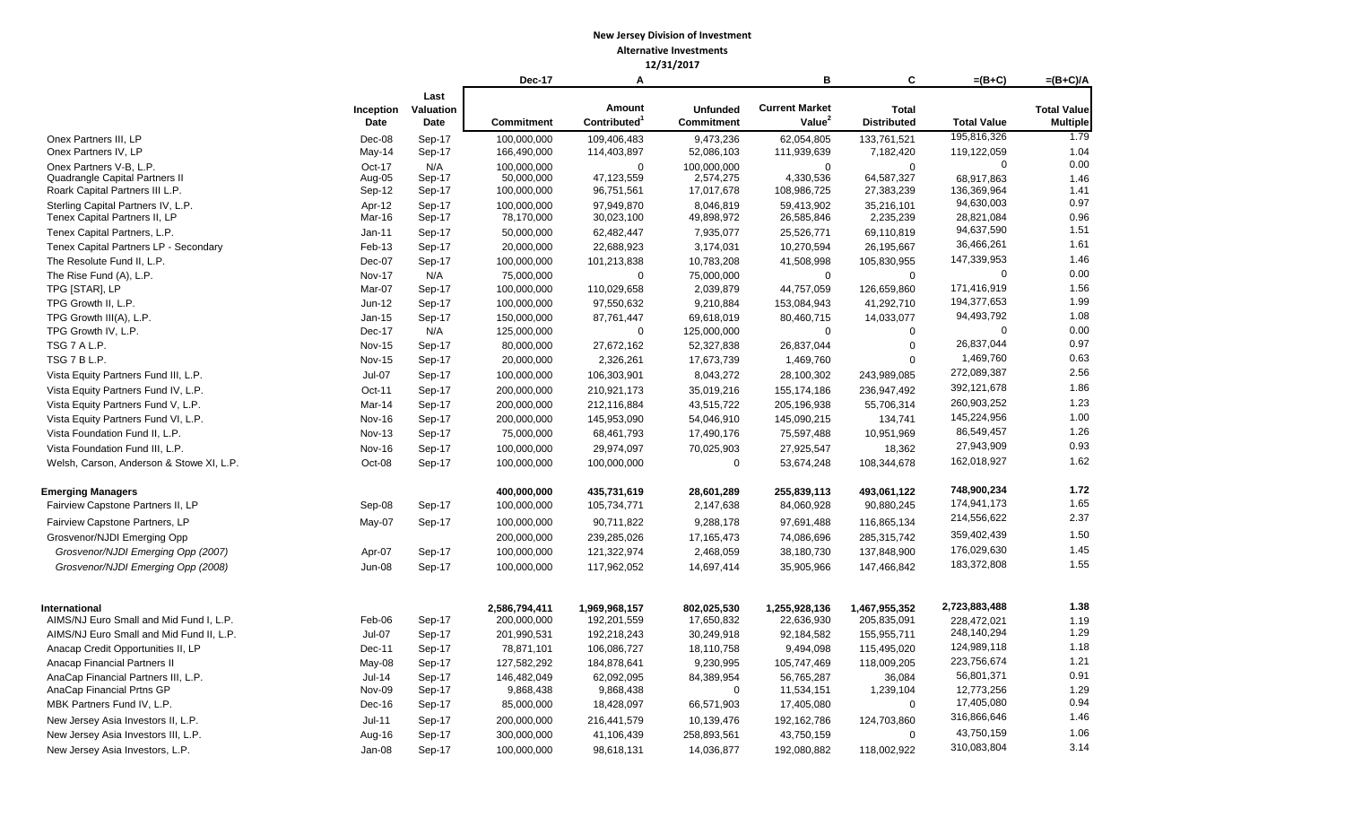**New Jersey Division of Investment**

**Alternative Investments**

**12/31/2017**

| | Inception Date | Last Valuation Date | Dec-17 Commitment | A Amount Contributed[1] | Unfunded Commitment | B Current Market Value[2] | C Total Distributed | =(B+C) Total Value | =(B+C)/A Total Value Multiple |
|---|---|---|---|---|---|---|---|---|---|
| Onex Partners III, LP | Dec-08 | Sep-17 | 100,000,000 | 109,406,483 | 9,473,236 | 62,054,805 | 133,761,521 | 195,816,326 | 1.79 |
| Onex Partners IV, LP | May-14 | Sep-17 | 166,490,000 | 114,403,897 | 52,086,103 | 111,939,639 | 7,182,420 | 119,122,059 | 1.04 |
| Onex Partners V-B, L.P. | Oct-17 | N/A | 100,000,000 | 0 | 100,000,000 | 0 | 0 | 0 | 0.00 |
| Quadrangle Capital Partners II | Aug-05 | Sep-17 | 50,000,000 | 47,123,559 | 2,574,275 | 4,330,536 | 64,587,327 | 68,917,863 | 1.46 |
| Roark Capital Partners III L.P. | Sep-12 | Sep-17 | 100,000,000 | 96,751,561 | 17,017,678 | 108,986,725 | 27,383,239 | 136,369,964 | 1.41 |
| Sterling Capital Partners IV, L.P. | Apr-12 | Sep-17 | 100,000,000 | 97,949,870 | 8,046,819 | 59,413,902 | 35,216,101 | 94,630,003 | 0.97 |
| Tenex Capital Partners II, LP | Mar-16 | Sep-17 | 78,170,000 | 30,023,100 | 49,898,972 | 26,585,846 | 2,235,239 | 28,821,084 | 0.96 |
| Tenex Capital Partners, L.P. | Jan-11 | Sep-17 | 50,000,000 | 62,482,447 | 7,935,077 | 25,526,771 | 69,110,819 | 94,637,590 | 1.51 |
| Tenex Capital Partners LP - Secondary | Feb-13 | Sep-17 | 20,000,000 | 22,688,923 | 3,174,031 | 10,270,594 | 26,195,667 | 36,466,261 | 1.61 |
| The Resolute Fund II, L.P. | Dec-07 | Sep-17 | 100,000,000 | 101,213,838 | 10,783,208 | 41,508,998 | 105,830,955 | 147,339,953 | 1.46 |
| The Rise Fund (A), L.P. | Nov-17 | N/A | 75,000,000 | 0 | 75,000,000 | 0 | 0 | 0 | 0.00 |
| TPG [STAR], LP | Mar-07 | Sep-17 | 100,000,000 | 110,029,658 | 2,039,879 | 44,757,059 | 126,659,860 | 171,416,919 | 1.56 |
| TPG Growth II, L.P. | Jun-12 | Sep-17 | 100,000,000 | 97,550,632 | 9,210,884 | 153,084,943 | 41,292,710 | 194,377,653 | 1.99 |
| TPG Growth III(A), L.P. | Jan-15 | Sep-17 | 150,000,000 | 87,761,447 | 69,618,019 | 80,460,715 | 14,033,077 | 94,493,792 | 1.08 |
| TPG Growth IV, L.P. | Dec-17 | N/A | 125,000,000 | 0 | 125,000,000 | 0 | 0 | 0 | 0.00 |
| TSG 7 A L.P. | Nov-15 | Sep-17 | 80,000,000 | 27,672,162 | 52,327,838 | 26,837,044 | 0 | 26,837,044 | 0.97 |
| TSG 7 B L.P. | Nov-15 | Sep-17 | 20,000,000 | 2,326,261 | 17,673,739 | 1,469,760 | 0 | 1,469,760 | 0.63 |
| Vista Equity Partners Fund III, L.P. | Jul-07 | Sep-17 | 100,000,000 | 106,303,901 | 8,043,272 | 28,100,302 | 243,989,085 | 272,089,387 | 2.56 |
| Vista Equity Partners Fund IV, L.P. | Oct-11 | Sep-17 | 200,000,000 | 210,921,173 | 35,019,216 | 155,174,186 | 236,947,492 | 392,121,678 | 1.86 |
| Vista Equity Partners Fund V, L.P. | Mar-14 | Sep-17 | 200,000,000 | 212,116,884 | 43,515,722 | 205,196,938 | 55,706,314 | 260,903,252 | 1.23 |
| Vista Equity Partners Fund VI, L.P. | Nov-16 | Sep-17 | 200,000,000 | 145,953,090 | 54,046,910 | 145,090,215 | 134,741 | 145,224,956 | 1.00 |
| Vista Foundation Fund II, L.P. | Nov-13 | Sep-17 | 75,000,000 | 68,461,793 | 17,490,176 | 75,597,488 | 10,951,969 | 86,549,457 | 1.26 |
| Vista Foundation Fund III, L.P. | Nov-16 | Sep-17 | 100,000,000 | 29,974,097 | 70,025,903 | 27,925,547 | 18,362 | 27,943,909 | 0.93 |
| Welsh, Carson, Anderson & Stowe XI, L.P. | Oct-08 | Sep-17 | 100,000,000 | 100,000,000 | 0 | 53,674,248 | 108,344,678 | 162,018,927 | 1.62 |
| **Emerging Managers** | | | **400,000,000** | **435,731,619** | **28,601,289** | **255,839,113** | **493,061,122** | **748,900,234** | **1.72** |
| Fairview Capstone Partners II, LP | Sep-08 | Sep-17 | 100,000,000 | 105,734,771 | 2,147,638 | 84,060,928 | 90,880,245 | 174,941,173 | 1.65 |
| Fairview Capstone Partners, LP | May-07 | Sep-17 | 100,000,000 | 90,711,822 | 9,288,178 | 97,691,488 | 116,865,134 | 214,556,622 | 2.37 |
| Grosvenor/NJDI Emerging Opp | | | 200,000,000 | 239,285,026 | 17,165,473 | 74,086,696 | 285,315,742 | 359,402,439 | 1.50 |
| *Grosvenor/NJDI Emerging Opp (2007)* | Apr-07 | Sep-17 | 100,000,000 | 121,322,974 | 2,468,059 | 38,180,730 | 137,848,900 | 176,029,630 | 1.45 |
| *Grosvenor/NJDI Emerging Opp (2008)* | Jun-08 | Sep-17 | 100,000,000 | 117,962,052 | 14,697,414 | 35,905,966 | 147,466,842 | 183,372,808 | 1.55 |
| **International** | | | **2,586,794,411** | **1,969,968,157** | **802,025,530** | **1,255,928,136** | **1,467,955,352** | **2,723,883,488** | **1.38** |
| AIMS/NJ Euro Small and Mid Fund I, L.P. | Feb-06 | Sep-17 | 200,000,000 | 192,201,559 | 17,650,832 | 22,636,930 | 205,835,091 | 228,472,021 | 1.19 |
| AIMS/NJ Euro Small and Mid Fund II, L.P. | Jul-07 | Sep-17 | 201,990,531 | 192,218,243 | 30,249,918 | 92,184,582 | 155,955,711 | 248,140,294 | 1.29 |
| Anacap Credit Opportunities II, LP | Dec-11 | Sep-17 | 78,871,101 | 106,086,727 | 18,110,758 | 9,494,098 | 115,495,020 | 124,989,118 | 1.18 |
| Anacap Financial Partners II | May-08 | Sep-17 | 127,582,292 | 184,878,641 | 9,230,995 | 105,747,469 | 118,009,205 | 223,756,674 | 1.21 |
| AnaCap Financial Partners III, L.P. | Jul-14 | Sep-17 | 146,482,049 | 62,092,095 | 84,389,954 | 56,765,287 | 36,084 | 56,801,371 | 0.91 |
| AnaCap Financial Prtns GP | Nov-09 | Sep-17 | 9,868,438 | 9,868,438 | 0 | 11,534,151 | 1,239,104 | 12,773,256 | 1.29 |
| MBK Partners Fund IV, L.P. | Dec-16 | Sep-17 | 85,000,000 | 18,428,097 | 66,571,903 | 17,405,080 | 0 | 17,405,080 | 0.94 |
| New Jersey Asia Investors II, L.P. | Jul-11 | Sep-17 | 200,000,000 | 216,441,579 | 10,139,476 | 192,162,786 | 124,703,860 | 316,866,646 | 1.46 |
| New Jersey Asia Investors III, L.P. | Aug-16 | Sep-17 | 300,000,000 | 41,106,439 | 258,893,561 | 43,750,159 | 0 | 43,750,159 | 1.06 |
| New Jersey Asia Investors, L.P. | Jan-08 | Sep-17 | 100,000,000 | 98,618,131 | 14,036,877 | 192,080,882 | 118,002,922 | 310,083,804 | 3.14 |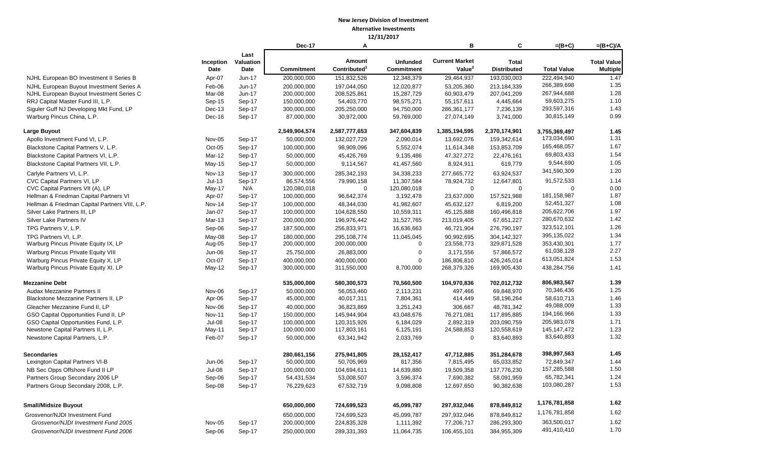**New Jersey Division of Investment**
**Alternative Investments**
**12/31/2017**

| | Inception Date | Last Valuation Date | Dec-17<br>Commitment | A<br>Amount Contributed[1] | Unfunded Commitment | B<br>Current Market Value[2] | C<br>Total Distributed | =(B+C)<br>Total Value | =(B+C)/A<br>Total Value Multiple |
|---|---|---|---|---|---|---|---|---|---|
| NJHL European BO Investment II Series B | Apr-07 | Jun-17 | 200,000,000 | 151,832,526 | 12,348,379 | 29,464,937 | 193,030,003 | 222,494,940 | 1.47 |
| NJHL European Buyout Investment Series A | Feb-06 | Jun-17 | 200,000,000 | 197,044,050 | 12,020,877 | 53,205,360 | 213,184,339 | 266,389,698 | 1.35 |
| NJHL European Buyout Investment Series C | Mar-08 | Jun-17 | 200,000,000 | 208,525,861 | 15,287,729 | 60,903,479 | 207,041,209 | 267,944,688 | 1.28 |
| RRJ Capital Master Fund III, L.P. | Sep-15 | Sep-17 | 150,000,000 | 54,403,770 | 98,575,271 | 55,157,611 | 4,445,664 | 59,603,275 | 1.10 |
| Siguler Guff NJ Developing Mkt Fund, LP | Dec-13 | Sep-17 | 300,000,000 | 205,250,000 | 94,750,000 | 286,361,177 | 7,236,139 | 293,597,316 | 1.43 |
| Warburg Pincus China, L.P. | Dec-16 | Sep-17 | 87,000,000 | 30,972,000 | 59,769,000 | 27,074,149 | 3,741,000 | 30,815,149 | 0.99 |
| **Large Buyout** | | | **2,549,904,574** | **2,587,777,653** | **347,604,839** | **1,385,194,595** | **2,370,174,901** | **3,755,369,497** | **1.45** |
| Apollo Investment Fund VI, L.P. | Nov-05 | Sep-17 | 50,000,000 | 132,027,729 | 2,090,014 | 13,692,076 | 159,342,614 | 173,034,690 | 1.31 |
| Blackstone Capital Partners V, L.P. | Oct-05 | Sep-17 | 100,000,000 | 98,909,096 | 5,552,074 | 11,614,348 | 153,853,709 | 165,468,057 | 1.67 |
| Blackstone Capital Partners VI, L.P. | Mar-12 | Sep-17 | 50,000,000 | 45,426,769 | 9,135,486 | 47,327,272 | 22,476,161 | 69,803,433 | 1.54 |
| Blackstone Capital Partners VII, L.P. | May-15 | Sep-17 | 50,000,000 | 9,114,567 | 41,457,560 | 8,924,911 | 619,779 | 9,544,690 | 1.05 |
| Carlyle Partners VI, L.P. | Nov-13 | Sep-17 | 300,000,000 | 285,342,193 | 34,338,233 | 277,665,772 | 63,924,537 | 341,590,309 | 1.20 |
| CVC Capital Partners VI, LP | Jul-13 | Sep-17 | 86,574,556 | 79,990,158 | 11,307,584 | 78,924,732 | 12,647,801 | 91,572,533 | 1.14 |
| CVC Capital Partners VII (A), LP | May-17 | N/A | 120,080,018 | 0 | 120,080,018 | 0 | 0 | 0 | 0.00 |
| Hellman & Friedman Capital Partners VI | Apr-07 | Sep-17 | 100,000,000 | 96,642,374 | 3,192,478 | 23,637,000 | 157,521,988 | 181,158,987 | 1.87 |
| Hellman & Friedman Capital Partners VIII, L.P. | Nov-14 | Sep-17 | 100,000,000 | 48,344,030 | 41,982,607 | 45,632,127 | 6,819,200 | 52,451,327 | 1.08 |
| Silver Lake Partners III, LP | Jan-07 | Sep-17 | 100,000,000 | 104,628,550 | 10,559,311 | 45,125,888 | 160,496,818 | 205,622,706 | 1.97 |
| Silver Lake Partners IV | Mar-13 | Sep-17 | 200,000,000 | 196,976,442 | 31,527,765 | 213,019,405 | 67,651,227 | 280,670,632 | 1.42 |
| TPG Partners V, L.P. | Sep-06 | Sep-17 | 187,500,000 | 256,833,971 | 16,636,663 | 46,721,904 | 276,790,197 | 323,512,101 | 1.26 |
| TPG Partners VI, L.P. | May-08 | Sep-17 | 180,000,000 | 295,108,774 | 11,045,045 | 90,992,695 | 304,142,327 | 395,135,022 | 1.34 |
| Warburg Pincus Private Equity IX, LP | Aug-05 | Sep-17 | 200,000,000 | 200,000,000 | 0 | 23,558,773 | 329,871,528 | 353,430,301 | 1.77 |
| Warburg Pincus Private Equity VIII | Jun-06 | Sep-17 | 25,750,000 | 26,883,000 | 0 | 3,171,556 | 57,866,572 | 61,038,128 | 2.27 |
| Warburg Pincus Private Equity X, LP | Oct-07 | Sep-17 | 400,000,000 | 400,000,000 | 0 | 186,806,810 | 426,245,014 | 613,051,824 | 1.53 |
| Warburg Pincus Private Equity XI, LP | May-12 | Sep-17 | 300,000,000 | 311,550,000 | 8,700,000 | 268,379,326 | 169,905,430 | 438,284,756 | 1.41 |
| **Mezzanine Debt** | | | **535,000,000** | **580,300,573** | **70,560,500** | **104,970,836** | **702,012,732** | **806,983,567** | **1.39** |
| Audax Mezzanine Partners II | Nov-06 | Sep-17 | 50,000,000 | 56,053,460 | 2,113,231 | 497,466 | 69,848,970 | 70,346,436 | 1.25 |
| Blackstone Mezzanine Partners II, LP | Apr-06 | Sep-17 | 45,000,000 | 40,017,311 | 7,804,361 | 414,449 | 58,196,264 | 58,610,713 | 1.46 |
| Gleacher Mezzanine Fund II, LP | Nov-06 | Sep-17 | 40,000,000 | 36,823,869 | 3,251,243 | 306,667 | 48,781,342 | 49,088,009 | 1.33 |
| GSO Capital Opportunities Fund II, LP | Nov-11 | Sep-17 | 150,000,000 | 145,944,904 | 43,048,676 | 76,271,081 | 117,895,885 | 194,166,966 | 1.33 |
| GSO Capital Opportunities Fund, L.P. | Jul-08 | Sep-17 | 100,000,000 | 120,315,926 | 6,184,029 | 2,892,319 | 203,090,759 | 205,983,078 | 1.71 |
| Newstone Capital Partners II, L.P. | May-11 | Sep-17 | 100,000,000 | 117,803,161 | 6,125,191 | 24,588,853 | 120,558,619 | 145,147,472 | 1.23 |
| Newstone Capital Partners, L.P. | Feb-07 | Sep-17 | 50,000,000 | 63,341,942 | 2,033,769 | 0 | 83,640,893 | 83,640,893 | 1.32 |
| **Secondaries** | | | **280,661,156** | **275,941,805** | **28,152,417** | **47,712,885** | **351,284,678** | **398,997,563** | **1.45** |
| Lexington Capital Partners VI-B | Jun-06 | Sep-17 | 50,000,000 | 50,705,969 | 817,356 | 7,815,495 | 65,033,852 | 72,849,347 | 1.44 |
| NB Sec Opps Offshore Fund II LP | Jul-08 | Sep-17 | 100,000,000 | 104,694,611 | 14,639,880 | 19,509,358 | 137,776,230 | 157,285,588 | 1.50 |
| Partners Group Secondary 2006 LP | Sep-06 | Sep-17 | 54,431,534 | 53,008,507 | 3,596,374 | 7,690,382 | 58,091,959 | 65,782,341 | 1.24 |
| Partners Group Secondary 2008, L.P. | Sep-08 | Sep-17 | 76,229,623 | 67,532,719 | 9,098,808 | 12,697,650 | 90,382,638 | 103,080,287 | 1.53 |
| **Small/Midsize Buyout** | | | **650,000,000** | **724,699,523** | **45,099,787** | **297,932,046** | **878,849,812** | **1,176,781,858** | **1.62** |
| Grosvenor/NJDI Investment Fund | | | 650,000,000 | 724,699,523 | 45,099,787 | 297,932,046 | 878,849,812 | 1,176,781,858 | 1.62 |
| *Grosvenor/NJDI Investment Fund 2005* | Nov-05 | Sep-17 | 200,000,000 | 224,835,328 | 1,111,392 | 77,206,717 | 286,293,300 | 363,500,017 | 1.62 |
| *Grosvenor/NJDI Investment Fund 2006* | Sep-06 | Sep-17 | 250,000,000 | 289,331,393 | 11,064,735 | 106,455,101 | 384,955,309 | 491,410,410 | 1.70 |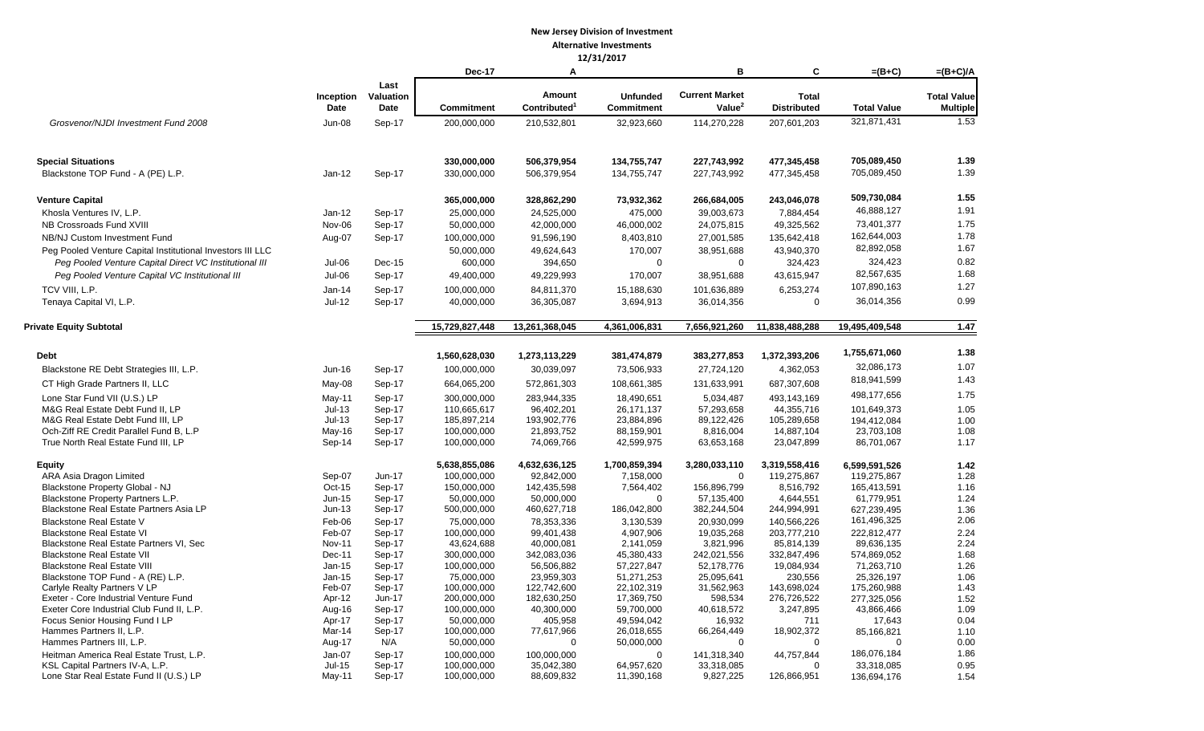**New Jersey Division of Investment**
**Alternative Investments**
**12/31/2017**

| | Inception Date | Last Valuation Date | Dec-17 Commitment | A Amount Contributed[1] | Unfunded Commitment | B Current Market Value[2] | C Total Distributed | =(B+C) Total Value | =(B+C)/A Total Value Multiple |
|---|---|---|---|---|---|---|---|---|---|
| *Grosvenor/NJDI Investment Fund 2008* | Jun-08 | Sep-17 | 200,000,000 | 210,532,801 | 32,923,660 | 114,270,228 | 207,601,203 | 321,871,431 | 1.53 |
| **Special Situations** | | | **330,000,000** | **506,379,954** | **134,755,747** | **227,743,992** | **477,345,458** | **705,089,450** | **1.39** |
| Blackstone TOP Fund - A (PE) L.P. | Jan-12 | Sep-17 | 330,000,000 | 506,379,954 | 134,755,747 | 227,743,992 | 477,345,458 | 705,089,450 | 1.39 |
| **Venture Capital** | | | **365,000,000** | **328,862,290** | **73,932,362** | **266,684,005** | **243,046,078** | **509,730,084** | **1.55** |
| Khosla Ventures IV, L.P. | Jan-12 | Sep-17 | 25,000,000 | 24,525,000 | 475,000 | 39,003,673 | 7,884,454 | 46,888,127 | 1.91 |
| NB Crossroads Fund XVIII | Nov-06 | Sep-17 | 50,000,000 | 42,000,000 | 46,000,002 | 24,075,815 | 49,325,562 | 73,401,377 | 1.75 |
| NB/NJ Custom Investment Fund | Aug-07 | Sep-17 | 100,000,000 | 91,596,190 | 8,403,810 | 27,001,585 | 135,642,418 | 162,644,003 | 1.78 |
| Peg Pooled Venture Capital Institutional Investors III LLC | | | 50,000,000 | 49,624,643 | 170,007 | 38,951,688 | 43,940,370 | 82,892,058 | 1.67 |
| *Peg Pooled Venture Capital Direct VC Institutional III* | Jul-06 | Dec-15 | 600,000 | 394,650 | 0 | 0 | 324,423 | 324,423 | 0.82 |
| *Peg Pooled Venture Capital VC Institutional III* | Jul-06 | Sep-17 | 49,400,000 | 49,229,993 | 170,007 | 38,951,688 | 43,615,947 | 82,567,635 | 1.68 |
| TCV VIII, L.P. | Jan-14 | Sep-17 | 100,000,000 | 84,811,370 | 15,188,630 | 101,636,889 | 6,253,274 | 107,890,163 | 1.27 |
| Tenaya Capital VI, L.P. | Jul-12 | Sep-17 | 40,000,000 | 36,305,087 | 3,694,913 | 36,014,356 | 0 | 36,014,356 | 0.99 |
| **Private Equity Subtotal** | | | **15,729,827,448** | **13,261,368,045** | **4,361,006,831** | **7,656,921,260** | **11,838,488,288** | **19,495,409,548** | **1.47** |
| **Debt** | | | **1,560,628,030** | **1,273,113,229** | **381,474,879** | **383,277,853** | **1,372,393,206** | **1,755,671,060** | **1.38** |
| Blackstone RE Debt Strategies III, L.P. | Jun-16 | Sep-17 | 100,000,000 | 30,039,097 | 73,506,933 | 27,724,120 | 4,362,053 | 32,086,173 | 1.07 |
| CT High Grade Partners II, LLC | May-08 | Sep-17 | 664,065,200 | 572,861,303 | 108,661,385 | 131,633,991 | 687,307,608 | 818,941,599 | 1.43 |
| Lone Star Fund VII (U.S.) LP | May-11 | Sep-17 | 300,000,000 | 283,944,335 | 18,490,651 | 5,034,487 | 493,143,169 | 498,177,656 | 1.75 |
| M&G Real Estate Debt Fund II, LP | Jul-13 | Sep-17 | 110,665,617 | 96,402,201 | 26,171,137 | 57,293,658 | 44,355,716 | 101,649,373 | 1.05 |
| M&G Real Estate Debt Fund III, LP | Jul-13 | Sep-17 | 185,897,214 | 193,902,776 | 23,884,896 | 89,122,426 | 105,289,658 | 194,412,084 | 1.00 |
| Och-Ziff RE Credit Parallel Fund B, L.P | May-16 | Sep-17 | 100,000,000 | 21,893,752 | 88,159,901 | 8,816,004 | 14,887,104 | 23,703,108 | 1.08 |
| True North Real Estate Fund III, LP | Sep-14 | Sep-17 | 100,000,000 | 74,069,766 | 42,599,975 | 63,653,168 | 23,047,899 | 86,701,067 | 1.17 |
| **Equity** | | | **5,638,855,086** | **4,632,636,125** | **1,700,859,394** | **3,280,033,110** | **3,319,558,416** | **6,599,591,526** | **1.42** |
| ARA Asia Dragon Limited | Sep-07 | Jun-17 | 100,000,000 | 92,842,000 | 7,158,000 | 0 | 119,275,867 | 119,275,867 | 1.28 |
| Blackstone Property Global - NJ | Oct-15 | Sep-17 | 150,000,000 | 142,435,598 | 7,564,402 | 156,896,799 | 8,516,792 | 165,413,591 | 1.16 |
| Blackstone Property Partners L.P. | Jun-15 | Sep-17 | 50,000,000 | 50,000,000 | 0 | 57,135,400 | 4,644,551 | 61,779,951 | 1.24 |
| Blackstone Real Estate Partners Asia LP | Jun-13 | Sep-17 | 500,000,000 | 460,627,718 | 186,042,800 | 382,244,504 | 244,994,991 | 627,239,495 | 1.36 |
| Blackstone Real Estate V | Feb-06 | Sep-17 | 75,000,000 | 78,353,336 | 3,130,539 | 20,930,099 | 140,566,226 | 161,496,325 | 2.06 |
| Blackstone Real Estate VI | Feb-07 | Sep-17 | 100,000,000 | 99,401,438 | 4,907,906 | 19,035,268 | 203,777,210 | 222,812,477 | 2.24 |
| Blackstone Real Estate Partners VI, Sec | Nov-11 | Sep-17 | 43,624,688 | 40,000,081 | 2,141,059 | 3,821,996 | 85,814,139 | 89,636,135 | 2.24 |
| Blackstone Real Estate VII | Dec-11 | Sep-17 | 300,000,000 | 342,083,036 | 45,380,433 | 242,021,556 | 332,847,496 | 574,869,052 | 1.68 |
| Blackstone Real Estate VIII | Jan-15 | Sep-17 | 100,000,000 | 56,506,882 | 57,227,847 | 52,178,776 | 19,084,934 | 71,263,710 | 1.26 |
| Blackstone TOP Fund - A (RE) L.P. | Jan-15 | Sep-17 | 75,000,000 | 23,959,303 | 51,271,253 | 25,095,641 | 230,556 | 25,326,197 | 1.06 |
| Carlyle Realty Partners V LP | Feb-07 | Sep-17 | 100,000,000 | 122,742,600 | 22,102,319 | 31,562,963 | 143,698,024 | 175,260,988 | 1.43 |
| Exeter - Core Industrial Venture Fund | Apr-12 | Jun-17 | 200,000,000 | 182,630,250 | 17,369,750 | 598,534 | 276,726,522 | 277,325,056 | 1.52 |
| Exeter Core Industrial Club Fund II, L.P. | Aug-16 | Sep-17 | 100,000,000 | 40,300,000 | 59,700,000 | 40,618,572 | 3,247,895 | 43,866,466 | 1.09 |
| Focus Senior Housing Fund I LP | Apr-17 | Sep-17 | 50,000,000 | 405,958 | 49,594,042 | 16,932 | 711 | 17,643 | 0.04 |
| Hammes Partners II, L.P. | Mar-14 | Sep-17 | 100,000,000 | 77,617,966 | 26,018,655 | 66,264,449 | 18,902,372 | 85,166,821 | 1.10 |
| Hammes Partners III, L.P. | Aug-17 | N/A | 50,000,000 | 0 | 50,000,000 | 0 | 0 | 0 | 0.00 |
| Heitman America Real Estate Trust, L.P. | Jan-07 | Sep-17 | 100,000,000 | 100,000,000 | 0 | 141,318,340 | 44,757,844 | 186,076,184 | 1.86 |
| KSL Capital Partners IV-A, L.P. | Jul-15 | Sep-17 | 100,000,000 | 35,042,380 | 64,957,620 | 33,318,085 | 0 | 33,318,085 | 0.95 |
| Lone Star Real Estate Fund II (U.S.) LP | May-11 | Sep-17 | 100,000,000 | 88,609,832 | 11,390,168 | 9,827,225 | 126,866,951 | 136,694,176 | 1.54 |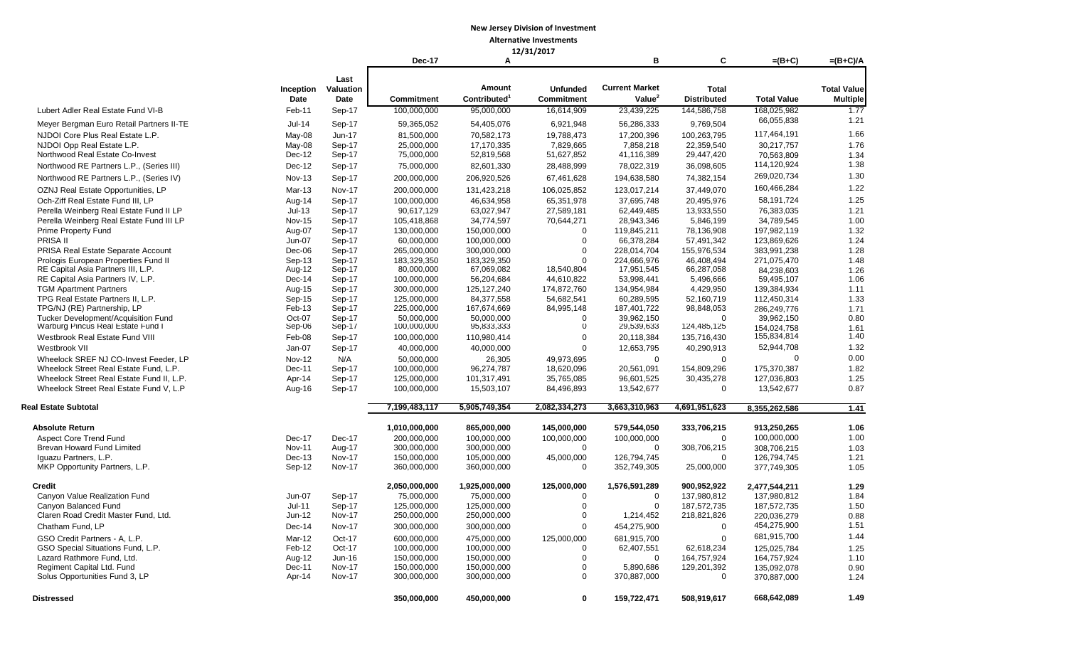**New Jersey Division of Investment**

**Alternative Investments**

**12/31/2017**

| | Inception Date | Last Valuation Date | Dec-17 Commitment | A Amount Contributed[1] | Unfunded Commitment | B Current Market Value[2] | C Total Distributed | =(B+C) Total Value | =(B+C)/A Total Value Multiple |
|---|---|---|---|---|---|---|---|---|---|
| Lubert Adler Real Estate Fund VI-B | Feb-11 | Sep-17 | 100,000,000 | 95,000,000 | 16,614,909 | 23,439,225 | 144,586,758 | 168,025,982 | 1.77 |
| Meyer Bergman Euro Retail Partners II-TE | Jul-14 | Sep-17 | 59,365,052 | 54,405,076 | 6,921,948 | 56,286,333 | 9,769,504 | 66,055,838 | 1.21 |
| NJDOI Core Plus Real Estate L.P. | May-08 | Jun-17 | 81,500,000 | 70,582,173 | 19,788,473 | 17,200,396 | 100,263,795 | 117,464,191 | 1.66 |
| NJDOI Opp Real Estate L.P. | May-08 | Sep-17 | 25,000,000 | 17,170,335 | 7,829,665 | 7,858,218 | 22,359,540 | 30,217,757 | 1.76 |
| Northwood Real Estate Co-Invest | Dec-12 | Sep-17 | 75,000,000 | 52,819,568 | 51,627,852 | 41,116,389 | 29,447,420 | 70,563,809 | 1.34 |
| Northwood RE Partners L.P., (Series III) | Dec-12 | Sep-17 | 75,000,000 | 82,601,330 | 28,488,999 | 78,022,319 | 36,098,605 | 114,120,924 | 1.38 |
| Northwood RE Partners L.P., (Series IV) | Nov-13 | Sep-17 | 200,000,000 | 206,920,526 | 67,461,628 | 194,638,580 | 74,382,154 | 269,020,734 | 1.30 |
| OZNJ Real Estate Opportunities, LP | Mar-13 | Nov-17 | 200,000,000 | 131,423,218 | 106,025,852 | 123,017,214 | 37,449,070 | 160,466,284 | 1.22 |
| Och-Ziff Real Estate Fund III, LP | Aug-14 | Sep-17 | 100,000,000 | 46,634,958 | 65,351,978 | 37,695,748 | 20,495,976 | 58,191,724 | 1.25 |
| Perella Weinberg Real Estate Fund II LP | Jul-13 | Sep-17 | 90,617,129 | 63,027,947 | 27,589,181 | 62,449,485 | 13,933,550 | 76,383,035 | 1.21 |
| Perella Weinberg Real Estate Fund III LP | Nov-15 | Sep-17 | 105,418,868 | 34,774,597 | 70,644,271 | 28,943,346 | 5,846,199 | 34,789,545 | 1.00 |
| Prime Property Fund | Aug-07 | Sep-17 | 130,000,000 | 150,000,000 | 0 | 119,845,211 | 78,136,908 | 197,982,119 | 1.32 |
| PRISA II | Jun-07 | Sep-17 | 60,000,000 | 100,000,000 | 0 | 66,378,284 | 57,491,342 | 123,869,626 | 1.24 |
| PRISA Real Estate Separate Account | Dec-06 | Sep-17 | 265,000,000 | 300,000,000 | 0 | 228,014,704 | 155,976,534 | 383,991,238 | 1.28 |
| Prologis European Properties Fund II | Sep-13 | Sep-17 | 183,329,350 | 183,329,350 | 0 | 224,666,976 | 46,408,494 | 271,075,470 | 1.48 |
| RE Capital Asia Partners III, L.P. | Aug-12 | Sep-17 | 80,000,000 | 67,069,082 | 18,540,804 | 17,951,545 | 66,287,058 | 84,238,603 | 1.26 |
| RE Capital Asia Partners IV, L.P. | Dec-14 | Sep-17 | 100,000,000 | 56,204,684 | 44,610,822 | 53,998,441 | 5,496,666 | 59,495,107 | 1.06 |
| TGM Apartment Partners | Aug-15 | Sep-17 | 300,000,000 | 125,127,240 | 174,872,760 | 134,954,984 | 4,429,950 | 139,384,934 | 1.11 |
| TPG Real Estate Partners II, L.P. | Sep-15 | Sep-17 | 125,000,000 | 84,377,558 | 54,682,541 | 60,289,595 | 52,160,719 | 112,450,314 | 1.33 |
| TPG/NJ (RE) Partnership, LP | Feb-13 | Sep-17 | 225,000,000 | 167,674,669 | 84,995,148 | 187,401,722 | 98,848,053 | 286,249,776 | 1.71 |
| Tucker Development/Acquisition Fund | Oct-07 | Sep-17 | 50,000,000 | 50,000,000 | 0 | 39,962,150 | 0 | 39,962,150 | 0.80 |
| Warburg Pincus Real Estate Fund I | Sep-06 | Sep-17 | 100,000,000 | 95,833,333 | 0 | 29,539,633 | 124,485,125 | 154,024,758 | 1.61 |
| Westbrook Real Estate Fund VIII | Feb-08 | Sep-17 | 100,000,000 | 110,980,414 | 0 | 20,118,384 | 135,716,430 | 155,834,814 | 1.40 |
| Westbrook VII | Jan-07 | Sep-17 | 40,000,000 | 40,000,000 | 0 | 12,653,795 | 40,290,913 | 52,944,708 | 1.32 |
| Wheelock SREF NJ CO-Invest Feeder, LP | Nov-12 | N/A | 50,000,000 | 26,305 | 49,973,695 | 0 | 0 | 0 | 0.00 |
| Wheelock Street Real Estate Fund, L.P. | Dec-11 | Sep-17 | 100,000,000 | 96,274,787 | 18,620,096 | 20,561,091 | 154,809,296 | 175,370,387 | 1.82 |
| Wheelock Street Real Estate Fund II, L.P. | Apr-14 | Sep-17 | 125,000,000 | 101,317,491 | 35,765,085 | 96,601,525 | 30,435,278 | 127,036,803 | 1.25 |
| Wheelock Street Real Estate Fund V, L.P | Aug-16 | Sep-17 | 100,000,000 | 15,503,107 | 84,496,893 | 13,542,677 | 0 | 13,542,677 | 0.87 |
| **Real Estate Subtotal** | | | **7,199,483,117** | **5,905,749,354** | **2,082,334,273** | **3,663,310,963** | **4,691,951,623** | **8,355,262,586** | **1.41** |
| **Absolute Return** | | | **1,010,000,000** | **865,000,000** | **145,000,000** | **579,544,050** | **333,706,215** | **913,250,265** | **1.06** |
| Aspect Core Trend Fund | Dec-17 | Dec-17 | 200,000,000 | 100,000,000 | 100,000,000 | 100,000,000 | 0 | 100,000,000 | 1.00 |
| Brevan Howard Fund Limited | Nov-11 | Aug-17 | 300,000,000 | 300,000,000 | 0 | 0 | 308,706,215 | 308,706,215 | 1.03 |
| Iguazu Partners, L.P. | Dec-13 | Nov-17 | 150,000,000 | 105,000,000 | 45,000,000 | 126,794,745 | 0 | 126,794,745 | 1.21 |
| MKP Opportunity Partners, L.P. | Sep-12 | Nov-17 | 360,000,000 | 360,000,000 | 0 | 352,749,305 | 25,000,000 | 377,749,305 | 1.05 |
| **Credit** | | | **2,050,000,000** | **1,925,000,000** | **125,000,000** | **1,576,591,289** | **900,952,922** | **2,477,544,211** | **1.29** |
| Canyon Value Realization Fund | Jun-07 | Sep-17 | 75,000,000 | 75,000,000 | 0 | 0 | 137,980,812 | 137,980,812 | 1.84 |
| Canyon Balanced Fund | Jul-11 | Sep-17 | 125,000,000 | 125,000,000 | 0 | 0 | 187,572,735 | 187,572,735 | 1.50 |
| Claren Road Credit Master Fund, Ltd. | Jun-12 | Nov-17 | 250,000,000 | 250,000,000 | 0 | 1,214,452 | 218,821,826 | 220,036,279 | 0.88 |
| Chatham Fund, LP | Dec-14 | Nov-17 | 300,000,000 | 300,000,000 | 0 | 454,275,900 | 0 | 454,275,900 | 1.51 |
| GSO Credit Partners - A, L.P. | Mar-12 | Oct-17 | 600,000,000 | 475,000,000 | 125,000,000 | 681,915,700 | 0 | 681,915,700 | 1.44 |
| GSO Special Situations Fund, L.P. | Feb-12 | Oct-17 | 100,000,000 | 100,000,000 | 0 | 62,407,551 | 62,618,234 | 125,025,784 | 1.25 |
| Lazard Rathmore Fund, Ltd. | Aug-12 | Jun-16 | 150,000,000 | 150,000,000 | 0 | 0 | 164,757,924 | 164,757,924 | 1.10 |
| Regiment Capital Ltd. Fund | Dec-11 | Nov-17 | 150,000,000 | 150,000,000 | 0 | 5,890,686 | 129,201,392 | 135,092,078 | 0.90 |
| Solus Opportunities Fund 3, LP | Apr-14 | Nov-17 | 300,000,000 | 300,000,000 | 0 | 370,887,000 | 0 | 370,887,000 | 1.24 |
| **Distressed** | | | **350,000,000** | **450,000,000** | **0** | **159,722,471** | **508,919,617** | **668,642,089** | **1.49** |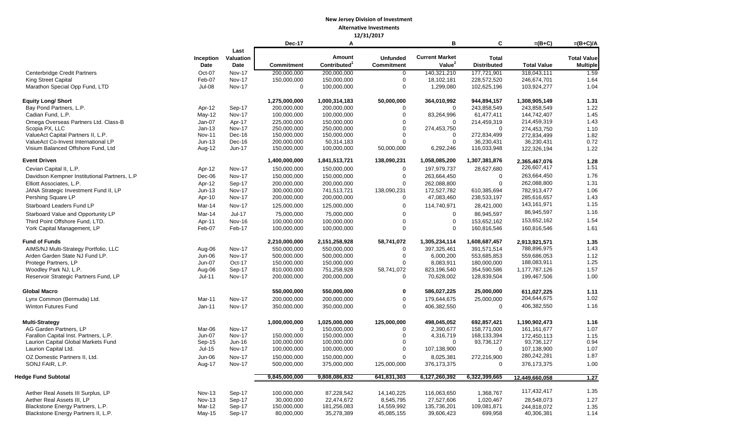**New Jersey Division of Investment**

**Alternative Investments**

**12/31/2017**

| | Inception Date | Last Valuation Date | Dec-17 Commitment | A Amount Contributed[1] | Unfunded Commitment | B Current Market Value[2] | C Total Distributed | =(B+C) Total Value | =(B+C)/A Total Value Multiple |
|---|---|---|---|---|---|---|---|---|---|
| Centerbridge Credit Partners | Oct-07 | Nov-17 | 200,000,000 | 200,000,000 | 0 | 140,321,210 | 177,721,901 | 318,043,111 | 1.59 |
| King Street Capital | Feb-07 | Nov-17 | 150,000,000 | 150,000,000 | 0 | 18,102,181 | 228,572,520 | 246,674,701 | 1.64 |
| Marathon Special Opp Fund, LTD | Jul-08 | Nov-17 | 0 | 100,000,000 | 0 | 1,299,080 | 102,625,196 | 103,924,277 | 1.04 |
| **Equity Long/ Short** | | | **1,275,000,000** | **1,000,314,183** | **50,000,000** | **364,010,992** | **944,894,157** | **1,308,905,149** | **1.31** |
| Bay Pond Partners, L.P. | Apr-12 | Sep-17 | 200,000,000 | 200,000,000 | 0 | 0 | 243,858,549 | 243,858,549 | 1.22 |
| Cadian Fund, L.P. | May-12 | Nov-17 | 100,000,000 | 100,000,000 | 0 | 83,264,996 | 61,477,411 | 144,742,407 | 1.45 |
| Omega Overseas Partners Ltd. Class-B | Jan-07 | Apr-17 | 225,000,000 | 150,000,000 | 0 | 0 | 214,459,319 | 214,459,319 | 1.43 |
| Scopia PX, LLC | Jan-13 | Nov-17 | 250,000,000 | 250,000,000 | 0 | 274,453,750 | 0 | 274,453,750 | 1.10 |
| ValueAct Capital Partners II, L.P. | Nov-11 | Dec-16 | 150,000,000 | 150,000,000 | 0 | 0 | 272,834,499 | 272,834,499 | 1.82 |
| ValueAct Co-Invest International LP | Jun-13 | Dec-16 | 200,000,000 | 50,314,183 | 0 | 0 | 36,230,431 | 36,230,431 | 0.72 |
| Visium Balanced Offshore Fund, Ltd | Aug-12 | Jun-17 | 150,000,000 | 100,000,000 | 50,000,000 | 6,292,246 | 116,033,948 | 122,326,194 | 1.22 |
| **Event Driven** | | | **1,400,000,000** | **1,841,513,721** | **138,090,231** | **1,058,085,200** | **1,307,381,876** | **2,365,467,076** | **1.28** |
| Cevian Capital II, L.P. | Apr-12 | Nov-17 | 150,000,000 | 150,000,000 | 0 | 197,979,737 | 28,627,680 | 226,607,417 | 1.51 |
| Davidson Kempner Institutional Partners, L.P | Dec-06 | Nov-17 | 150,000,000 | 150,000,000 | 0 | 263,664,450 | 0 | 263,664,450 | 1.76 |
| Elliott Associates, L.P. | Apr-12 | Sep-17 | 200,000,000 | 200,000,000 | 0 | 262,088,800 | 0 | 262,088,800 | 1.31 |
| JANA Strategic Investment Fund II, LP | Jun-13 | Nov-17 | 300,000,000 | 741,513,721 | 138,090,231 | 172,527,782 | 610,385,694 | 782,913,477 | 1.06 |
| Pershing Square LP | Apr-10 | Nov-17 | 200,000,000 | 200,000,000 | 0 | 47,083,460 | 238,533,197 | 285,616,657 | 1.43 |
| Starboard Leaders Fund LP | Mar-14 | Nov-17 | 125,000,000 | 125,000,000 | 0 | 114,740,971 | 28,421,000 | 143,161,971 | 1.15 |
| Starboard Value and Opportunity LP | Mar-14 | Jul-17 | 75,000,000 | 75,000,000 | 0 | 0 | 86,945,597 | 86,945,597 | 1.16 |
| Third Point Offshore Fund, LTD. | Apr-11 | Nov-16 | 100,000,000 | 100,000,000 | 0 | 0 | 153,652,162 | 153,652,162 | 1.54 |
| York Capital Management, LP | Feb-07 | Feb-17 | 100,000,000 | 100,000,000 | 0 | 0 | 160,816,546 | 160,816,546 | 1.61 |
| **Fund of Funds** | | | **2,210,000,000** | **2,151,258,928** | **58,741,072** | **1,305,234,114** | **1,608,687,457** | **2,913,921,571** | **1.35** |
| AIMS/NJ Multi-Strategy Portfolio, LLC | Aug-06 | Nov-17 | 550,000,000 | 550,000,000 | 0 | 397,325,461 | 391,571,514 | 788,896,975 | 1.43 |
| Arden Garden State NJ Fund LP. | Jun-06 | Nov-17 | 500,000,000 | 500,000,000 | 0 | 6,000,200 | 553,685,853 | 559,686,053 | 1.12 |
| Protege Partners, LP | Jun-07 | Oct-17 | 150,000,000 | 150,000,000 | 0 | 8,083,911 | 180,000,000 | 188,083,911 | 1.25 |
| Woodley Park NJ, L.P. | Aug-06 | Sep-17 | 810,000,000 | 751,258,928 | 58,741,072 | 823,196,540 | 354,590,586 | 1,177,787,126 | 1.57 |
| Reservoir Strategic Partners Fund, LP | Jul-11 | Nov-17 | 200,000,000 | 200,000,000 | 0 | 70,628,002 | 128,839,504 | 199,467,506 | 1.00 |
| **Global Macro** | | | **550,000,000** | **550,000,000** | **0** | **586,027,225** | **25,000,000** | **611,027,225** | **1.11** |
| Lynx Common (Bermuda) Ltd. | Mar-11 | Nov-17 | 200,000,000 | 200,000,000 | 0 | 179,644,675 | 25,000,000 | 204,644,675 | 1.02 |
| Winton Futures Fund | Jan-11 | Nov-17 | 350,000,000 | 350,000,000 | 0 | 406,382,550 | 0 | 406,382,550 | 1.16 |
| **Multi-Strategy** | | | **1,000,000,000** | **1,025,000,000** | **125,000,000** | **498,045,052** | **692,857,421** | **1,190,902,473** | **1.16** |
| AG Garden Partners, LP | Mar-06 | Nov-17 | 0 | 150,000,000 | 0 | 2,390,677 | 158,771,000 | 161,161,677 | 1.07 |
| Farallon Capital Inst. Partners, L.P. | Jun-07 | Nov-17 | 150,000,000 | 150,000,000 | 0 | 4,316,719 | 168,133,394 | 172,450,113 | 1.15 |
| Laurion Capital Global Markets Fund | Sep-15 | Jun-16 | 100,000,000 | 100,000,000 | 0 | 0 | 93,736,127 | 93,736,127 | 0.94 |
| Laurion Capital Ltd. | Jul-15 | Nov-17 | 100,000,000 | 100,000,000 | 0 | 107,138,900 | 0 | 107,138,900 | 1.07 |
| OZ Domestic Partners II, Ltd. | Jun-06 | Nov-17 | 150,000,000 | 150,000,000 | 0 | 8,025,381 | 272,216,900 | 280,242,281 | 1.87 |
| SONJ FAIR, L.P. | Aug-17 | Nov-17 | 500,000,000 | 375,000,000 | 125,000,000 | 376,173,375 | 0 | 376,173,375 | 1.00 |
| **Hedge Fund Subtotal** | | | **9,845,000,000** | **9,808,086,832** | **641,831,303** | **6,127,260,392** | **6,322,399,665** | **12,449,660,058** | **1.27** |
| Aether Real Assets III Surplus, LP | Nov-13 | Sep-17 | 100,000,000 | 87,228,542 | 14,140,225 | 116,063,650 | 1,368,767 | 117,432,417 | 1.35 |
| Aether Real Assets III, LP | Nov-13 | Sep-17 | 30,000,000 | 22,474,672 | 8,545,795 | 27,527,606 | 1,020,467 | 28,548,073 | 1.27 |
| Blackstone Energy Partners, L.P. | Mar-12 | Sep-17 | 150,000,000 | 181,256,083 | 14,559,992 | 135,736,201 | 109,081,871 | 244,818,072 | 1.35 |
| Blackstone Energy Partners II, L.P. | May-15 | Sep-17 | 80,000,000 | 35,278,389 | 45,085,155 | 39,606,423 | 699,958 | 40,306,381 | 1.14 |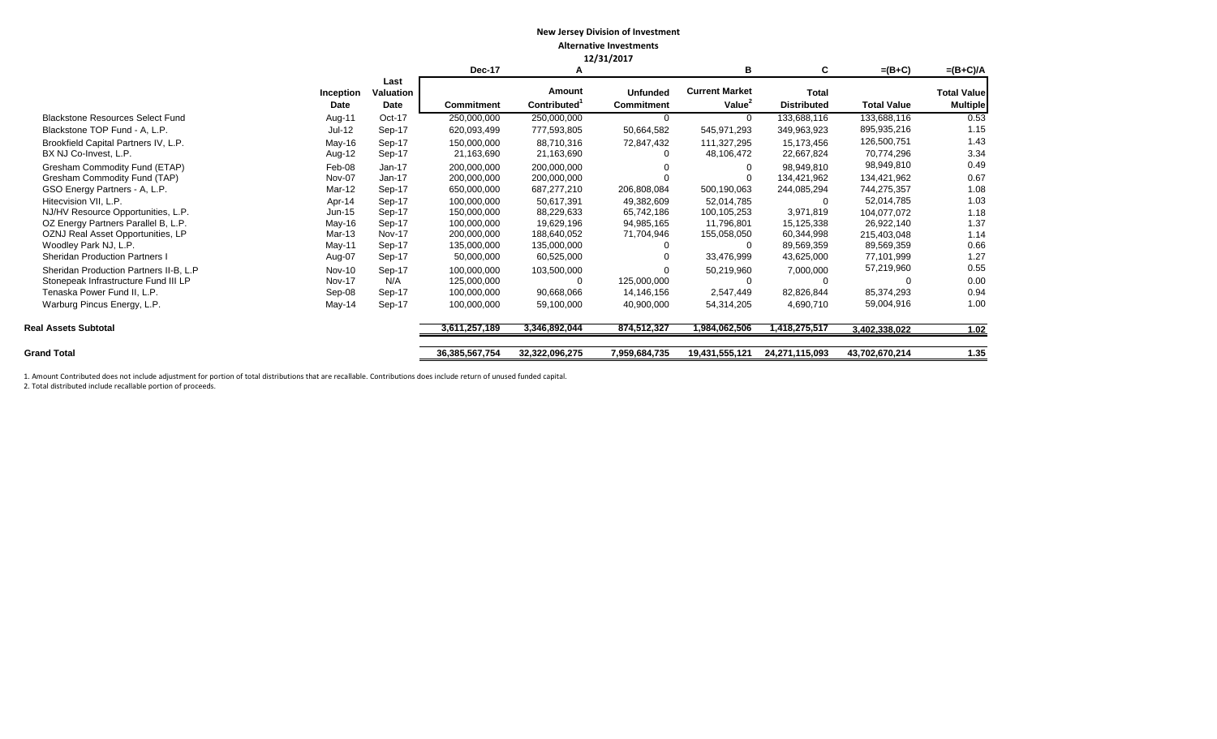**New Jersey Division of Investment**

**Alternative Investments**

**12/31/2017**

| | Inception Date | Last Valuation Date | Dec-17 Commitment | A Amount Contributed[1] | Unfunded Commitment | B Current Market Value[2] | C Total Distributed | =(B+C) Total Value | =(B+C)/A Total Value Multiple |
|---|---|---|---|---|---|---|---|---|---|
| Blackstone Resources Select Fund | Aug-11 | Oct-17 | 250,000,000 | 250,000,000 | 0 | 0 | 133,688,116 | 133,688,116 | 0.53 |
| Blackstone TOP Fund - A, L.P. | Jul-12 | Sep-17 | 620,093,499 | 777,593,805 | 50,664,582 | 545,971,293 | 349,963,923 | 895,935,216 | 1.15 |
| Brookfield Capital Partners IV, L.P. | May-16 | Sep-17 | 150,000,000 | 88,710,316 | 72,847,432 | 111,327,295 | 15,173,456 | 126,500,751 | 1.43 |
| BX NJ Co-Invest, L.P. | Aug-12 | Sep-17 | 21,163,690 | 21,163,690 | 0 | 48,106,472 | 22,667,824 | 70,774,296 | 3.34 |
| Gresham Commodity Fund (ETAP) | Feb-08 | Jan-17 | 200,000,000 | 200,000,000 | 0 | 0 | 98,949,810 | 98,949,810 | 0.49 |
| Gresham Commodity Fund (TAP) | Nov-07 | Jan-17 | 200,000,000 | 200,000,000 | 0 | 0 | 134,421,962 | 134,421,962 | 0.67 |
| GSO Energy Partners - A, L.P. | Mar-12 | Sep-17 | 650,000,000 | 687,277,210 | 206,808,084 | 500,190,063 | 244,085,294 | 744,275,357 | 1.08 |
| Hitecvision VII, L.P. | Apr-14 | Sep-17 | 100,000,000 | 50,617,391 | 49,382,609 | 52,014,785 | 0 | 52,014,785 | 1.03 |
| NJ/HV Resource Opportunities, L.P. | Jun-15 | Sep-17 | 150,000,000 | 88,229,633 | 65,742,186 | 100,105,253 | 3,971,819 | 104,077,072 | 1.18 |
| OZ Energy Partners Parallel B, L.P. | May-16 | Sep-17 | 100,000,000 | 19,629,196 | 94,985,165 | 11,796,801 | 15,125,338 | 26,922,140 | 1.37 |
| OZNJ Real Asset Opportunities, LP | Mar-13 | Nov-17 | 200,000,000 | 188,640,052 | 71,704,946 | 155,058,050 | 60,344,998 | 215,403,048 | 1.14 |
| Woodley Park NJ, L.P. | May-11 | Sep-17 | 135,000,000 | 135,000,000 | 0 | 0 | 89,569,359 | 89,569,359 | 0.66 |
| Sheridan Production Partners I | Aug-07 | Sep-17 | 50,000,000 | 60,525,000 | 0 | 33,476,999 | 43,625,000 | 77,101,999 | 1.27 |
| Sheridan Production Partners II-B, L.P | Nov-10 | Sep-17 | 100,000,000 | 103,500,000 | 0 | 50,219,960 | 7,000,000 | 57,219,960 | 0.55 |
| Stonepeak Infrastructure Fund III LP | Nov-17 | N/A | 125,000,000 | 0 | 125,000,000 | 0 | 0 | 0 | 0.00 |
| Tenaska Power Fund II, L.P. | Sep-08 | Sep-17 | 100,000,000 | 90,668,066 | 14,146,156 | 2,547,449 | 82,826,844 | 85,374,293 | 0.94 |
| Warburg Pincus Energy, L.P. | May-14 | Sep-17 | 100,000,000 | 59,100,000 | 40,900,000 | 54,314,205 | 4,690,710 | 59,004,916 | 1.00 |
| **Real Assets Subtotal** | | | 3,611,257,189 | 3,346,892,044 | 874,512,327 | 1,984,062,506 | 1,418,275,517 | 3,402,338,022 | 1.02 |
| **Grand Total** | | | 36,385,567,754 | 32,322,096,275 | 7,959,684,735 | 19,431,555,121 | 24,271,115,093 | 43,702,670,214 | 1.35 |

1. Amount Contributed does not include adjustment for portion of total distributions that are recallable. Contributions does include return of unused funded capital.
2. Total distributed include recallable portion of proceeds.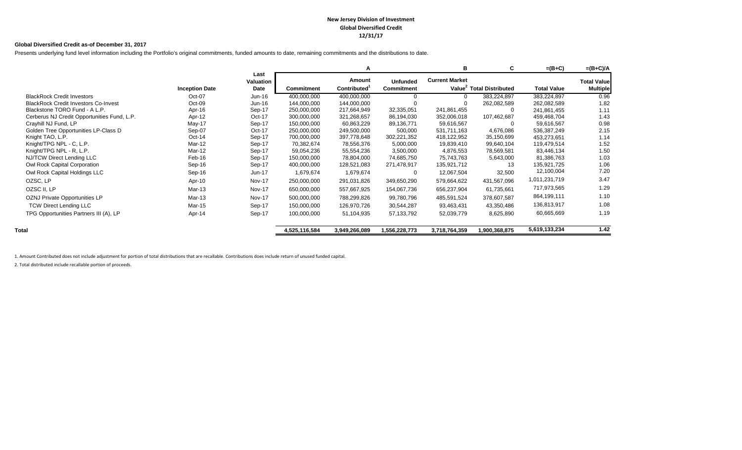**New Jersey Division of Investment**
**Global Diversified Credit**
**12/31/17**

**Global Diversified Credit as-of December 31, 2017**

Presents underlying fund level information including the Portfolio's original commitments, funded amounts to date, remaining commitments and the distributions to date.

| | | | | A | | B | C | =(B+C) | =(B+C)/A |
|---|---|---|---|---|---|---|---|---|---|
| | **Inception Date** | **Last Valuation Date** | **Commitment** | **Amount Contributed[1]** | **Unfunded Commitment** | **Current Market Value[2]** | **Total Distributed** | **Total Value** | **Total Value Multiple** |
| BlackRock Credit Investors | Oct-07 | Jun-16 | 400,000,000 | 400,000,000 | 0 | 0 | 383,224,897 | 383,224,897 | 0.96 |
| BlackRock Credit Investors Co-Invest | Oct-09 | Jun-16 | 144,000,000 | 144,000,000 | 0 | 0 | 262,082,589 | 262,082,589 | 1.82 |
| Blackstone TORO Fund - A L.P. | Apr-16 | Sep-17 | 250,000,000 | 217,664,949 | 32,335,051 | 241,861,455 | 0 | 241,861,455 | 1.11 |
| Cerberus NJ Credit Opportunities Fund, L.P. | Apr-12 | Oct-17 | 300,000,000 | 321,268,657 | 86,194,030 | 352,006,018 | 107,462,687 | 459,468,704 | 1.43 |
| Crayhill NJ Fund, LP | May-17 | Sep-17 | 150,000,000 | 60,863,229 | 89,136,771 | 59,616,567 | 0 | 59,616,567 | 0.98 |
| Golden Tree Opportunities LP-Class D | Sep-07 | Oct-17 | 250,000,000 | 249,500,000 | 500,000 | 531,711,163 | 4,676,086 | 536,387,249 | 2.15 |
| Knight TAO, L.P. | Oct-14 | Sep-17 | 700,000,000 | 397,778,648 | 302,221,352 | 418,122,952 | 35,150,699 | 453,273,651 | 1.14 |
| Knight/TPG NPL - C, L.P. | Mar-12 | Sep-17 | 70,382,674 | 78,556,376 | 5,000,000 | 19,839,410 | 99,640,104 | 119,479,514 | 1.52 |
| Knight/TPG NPL - R, L.P. | Mar-12 | Sep-17 | 59,054,236 | 55,554,236 | 3,500,000 | 4,876,553 | 78,569,581 | 83,446,134 | 1.50 |
| NJ/TCW Direct Lending LLC | Feb-16 | Sep-17 | 150,000,000 | 78,804,000 | 74,685,750 | 75,743,763 | 5,643,000 | 81,386,763 | 1.03 |
| Owl Rock Capital Corporation | Sep-16 | Sep-17 | 400,000,000 | 128,521,083 | 271,478,917 | 135,921,712 | 13 | 135,921,725 | 1.06 |
| Owl Rock Capital Holdings LLC | Sep-16 | Jun-17 | 1,679,674 | 1,679,674 | 0 | 12,067,504 | 32,500 | 12,100,004 | 7.20 |
| OZSC, LP | Apr-10 | Nov-17 | 250,000,000 | 291,031,826 | 349,650,290 | 579,664,622 | 431,567,096 | 1,011,231,719 | 3.47 |
| OZSC II, LP | Mar-13 | Nov-17 | 650,000,000 | 557,667,925 | 154,067,736 | 656,237,904 | 61,735,661 | 717,973,565 | 1.29 |
| OZNJ Private Opportunities LP | Mar-13 | Nov-17 | 500,000,000 | 788,299,826 | 99,780,796 | 485,591,524 | 378,607,587 | 864,199,111 | 1.10 |
| TCW Direct Lending LLC | Mar-15 | Sep-17 | 150,000,000 | 126,970,726 | 30,544,287 | 93,463,431 | 43,350,486 | 136,813,917 | 1.08 |
| TPG Opportunities Partners III (A), LP | Apr-14 | Sep-17 | 100,000,000 | 51,104,935 | 57,133,792 | 52,039,779 | 8,625,890 | 60,665,669 | 1.19 |
| **Total** | | | **4,525,116,584** | **3,949,266,089** | **1,556,228,773** | **3,718,764,359** | **1,900,368,875** | **5,619,133,234** | **1.42** |

1. Amount Contributed does not include adjustment for portion of total distributions that are recallable. Contributions does include return of unused funded capital.

2. Total distributed include recallable portion of proceeds.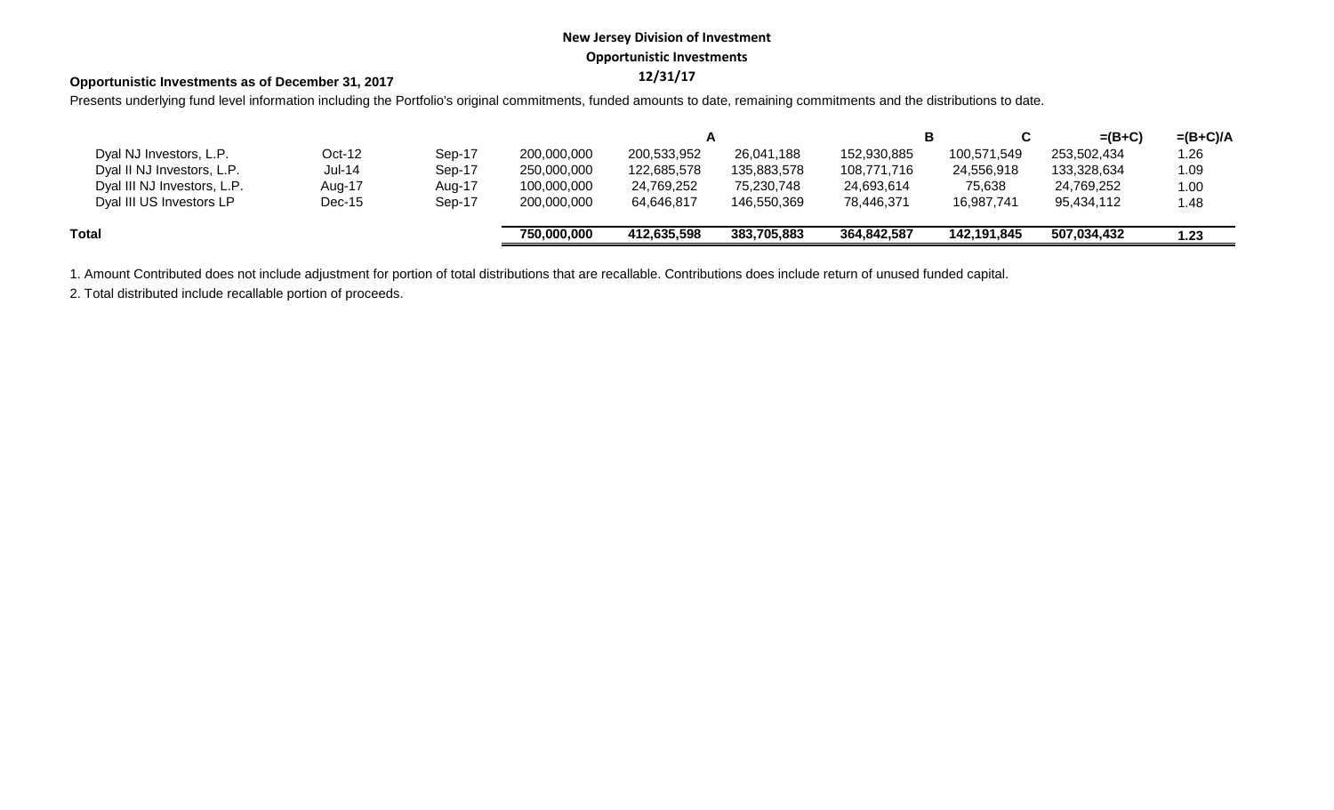**New Jersey Division of Investment**

**Opportunistic Investments**

**12/31/17**

**Opportunistic Investments as of December 31, 2017**

Presents underlying fund level information including the Portfolio's original commitments, funded amounts to date, remaining commitments and the distributions to date.

| | | | | A | | | B | C | =(B+C) | =(B+C)/A |
|---|---|---|---|---|---|---|---|---|---|---|
| Dyal NJ Investors, L.P. | Oct-12 | Sep-17 | 200,000,000 | 200,533,952 | 26,041,188 | 152,930,885 | 100,571,549 | 253,502,434 | 1.26 |
| Dyal II NJ Investors, L.P. | Jul-14 | Sep-17 | 250,000,000 | 122,685,578 | 135,883,578 | 108,771,716 | 24,556,918 | 133,328,634 | 1.09 |
| Dyal III NJ Investors, L.P. | Aug-17 | Aug-17 | 100,000,000 | 24,769,252 | 75,230,748 | 24,693,614 | 75,638 | 24,769,252 | 1.00 |
| Dyal III US Investors LP | Dec-15 | Sep-17 | 200,000,000 | 64,646,817 | 146,550,369 | 78,446,371 | 16,987,741 | 95,434,112 | 1.48 |
| **Total** | | | **750,000,000** | **412,635,598** | **383,705,883** | **364,842,587** | **142,191,845** | **507,034,432** | **1.23** |

1. Amount Contributed does not include adjustment for portion of total distributions that are recallable. Contributions does include return of unused funded capital.

2. Total distributed include recallable portion of proceeds.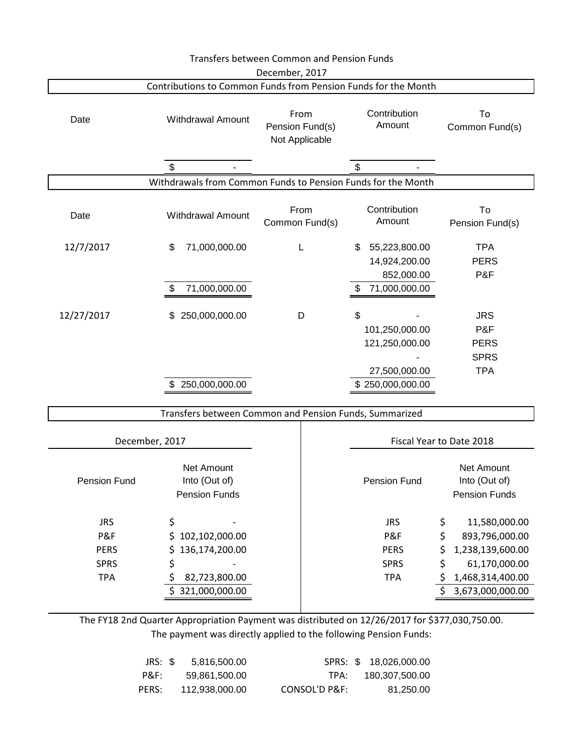# Transfers between Common and Pension Funds

December, 2017

## Contributions to Common Funds from Pension Funds for the Month

| Date | Withdrawal Amount | From Pension Fund(s) Not Applicable | Contribution Amount | To Common Fund(s) |
|---|---|---|---|---|
| | $ - | | $ - | |

## Withdrawals from Common Funds to Pension Funds for the Month

| Date | Withdrawal Amount | From Common Fund(s) | Contribution Amount | To Pension Fund(s) |
|---|---|---|---|---|
| 12/7/2017 | $ 71,000,000.00 | L | $ 55,223,800.00 | TPA |
| | | | 14,924,200.00 | PERS |
| | | | 852,000.00 | P&F |
| | $ 71,000,000.00 | | $ 71,000,000.00 | |
| 12/27/2017 | $ 250,000,000.00 | D | $ - | JRS |
| | | | 101,250,000.00 | P&F |
| | | | 121,250,000.00 | PERS |
| | | | - | SPRS |
| | | | 27,500,000.00 | TPA |
| | $ 250,000,000.00 | | $ 250,000,000.00 | |

## Transfers between Common and Pension Funds, Summarized

| December, 2017 | | Fiscal Year to Date 2018 | |
|---|---|---|---|
| Pension Fund | Net Amount Into (Out of) Pension Funds | Pension Fund | Net Amount Into (Out of) Pension Funds |
| JRS | $ - | JRS | $ 11,580,000.00 |
| P&F | $ 102,102,000.00 | P&F | $ 893,796,000.00 |
| PERS | $ 136,174,200.00 | PERS | $ 1,238,139,600.00 |
| SPRS | $ - | SPRS | $ 61,170,000.00 |
| TPA | $ 82,723,800.00 | TPA | $ 1,468,314,400.00 |
| | $ 321,000,000.00 | | $ 3,673,000,000.00 |

The FY18 2nd Quarter Appropriation Payment was distributed on 12/26/2017 for $377,030,750.00.
The payment was directly applied to the following Pension Funds:

| | | | |
|---|---|---|---|
| JRS: | $ 5,816,500.00 | SPRS: | $ 18,026,000.00 |
| P&F: | 59,861,500.00 | TPA: | 180,307,500.00 |
| PERS: | 112,938,000.00 | CONSOL'D P&F: | 81,250.00 |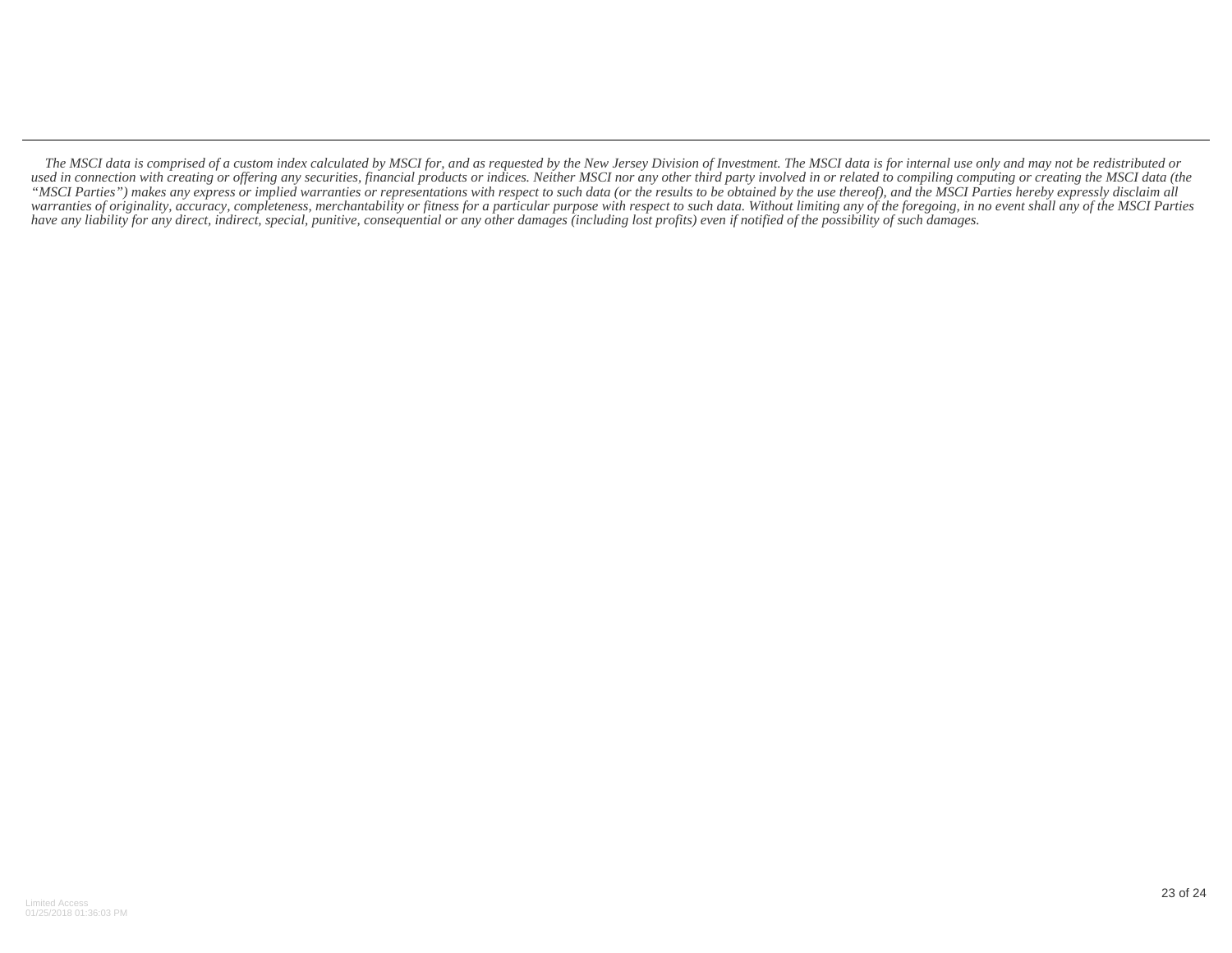*The MSCI data is comprised of a custom index calculated by MSCI for, and as requested by the New Jersey Division of Investment. The MSCI data is for internal use only and may not be redistributed or used in connection with creating or offering any securities, financial products or indices. Neither MSCI nor any other third party involved in or related to compiling computing or creating the MSCI data (the "MSCI Parties") makes any express or implied warranties or representations with respect to such data (or the results to be obtained by the use thereof), and the MSCI Parties hereby expressly disclaim all warranties of originality, accuracy, completeness, merchantability or fitness for a particular purpose with respect to such data. Without limiting any of the foregoing, in no event shall any of the MSCI Parties have any liability for any direct, indirect, special, punitive, consequential or any other damages (including lost profits) even if notified of the possibility of such damages.*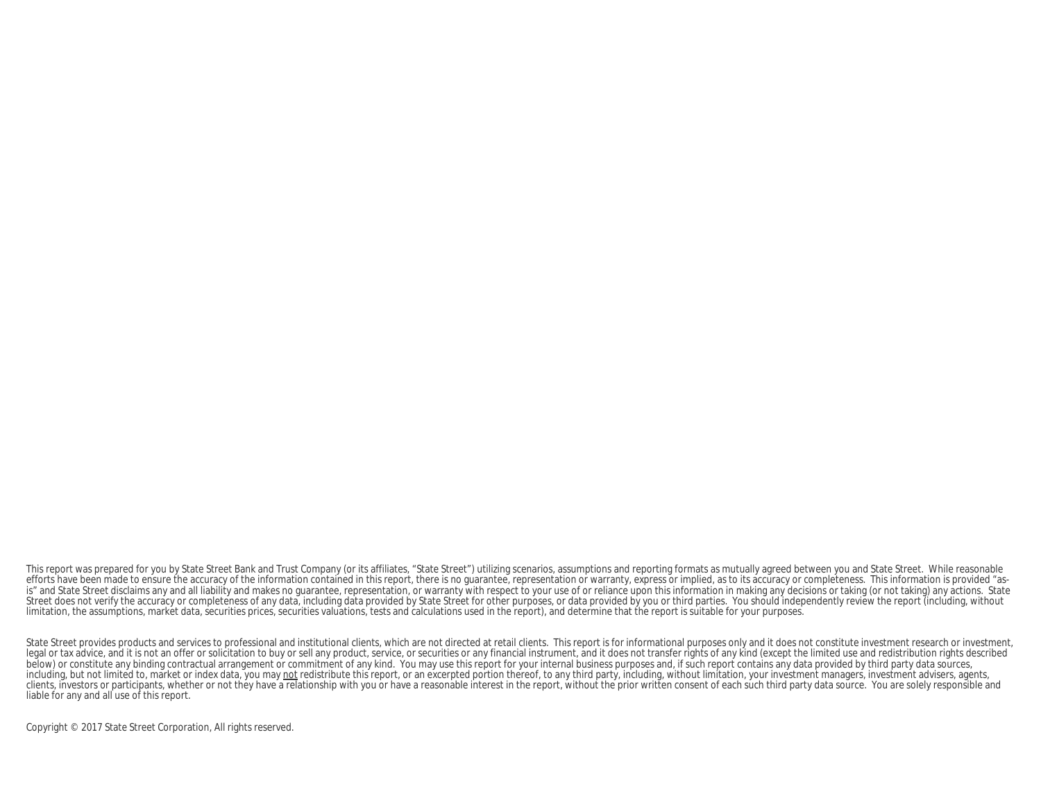This report was prepared for you by State Street Bank and Trust Company (or its affiliates, "State Street") utilizing scenarios, assumptions and reporting formats as mutually agreed between you and State Street. While reasonable efforts have been made to ensure the accuracy of the information contained in this report, there is no guarantee, representation or warranty, express or implied, as to its accuracy or completeness. This information is provided "as-is" and State Street disclaims any and all liability and makes no guarantee, representation, or warranty with respect to your use of or reliance upon this information in making any decisions or taking (or not taking) any actions. State Street does not verify the accuracy or completeness of any data, including data provided by State Street for other purposes, or data provided by you or third parties. You should independently review the report (including, without limitation, the assumptions, market data, securities prices, securities valuations, tests and calculations used in the report), and determine that the report is suitable for your purposes.

State Street provides products and services to professional and institutional clients, which are not directed at retail clients. This report is for informational purposes only and it does not constitute investment research or investment, legal or tax advice, and it is not an offer or solicitation to buy or sell any product, service, or securities or any financial instrument, and it does not transfer rights of any kind (except the limited use and redistribution rights described below) or constitute any binding contractual arrangement or commitment of any kind. You may use this report for your internal business purposes and, if such report contains any data provided by third party data sources, including, but not limited to, market or index data, you may not redistribute this report, or an excerpted portion thereof, to any third party, including, without limitation, your investment managers, investment advisers, agents, clients, investors or participants, whether or not they have a relationship with you or have a reasonable interest in the report, without the prior written consent of each such third party data source. You are solely responsible and liable for any and all use of this report.

Copyright © 2017 State Street Corporation, All rights reserved.